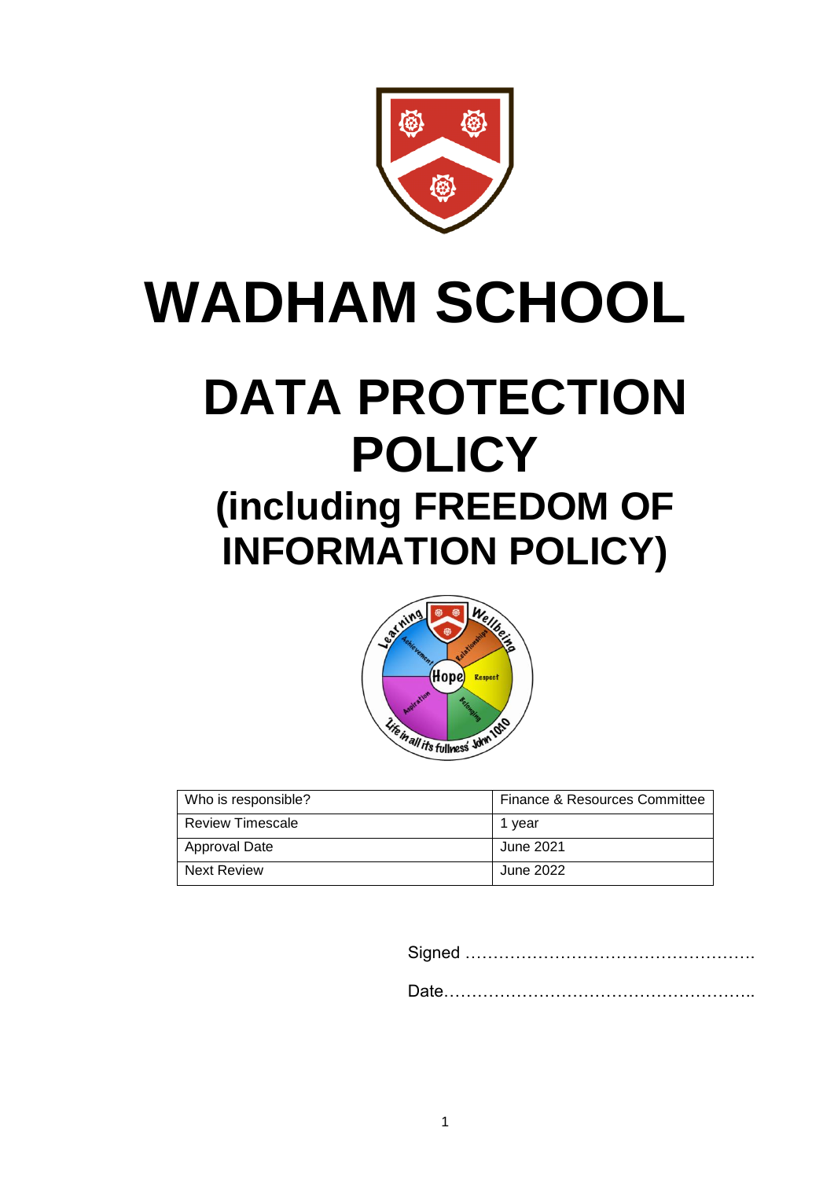# WADHAM SCHOOL

# DATA PROTECTION POLICY

## (including FREEDOM OF INFORMATION POLICY)

| Who is responsible? | Finance & Resources Committee |
|---|---|
| Review Timescale | 1 year |
| Approval Date | June 2021 |
| Next Review | June 2022 |

Signed …………………………………………….

Date………………………………………………..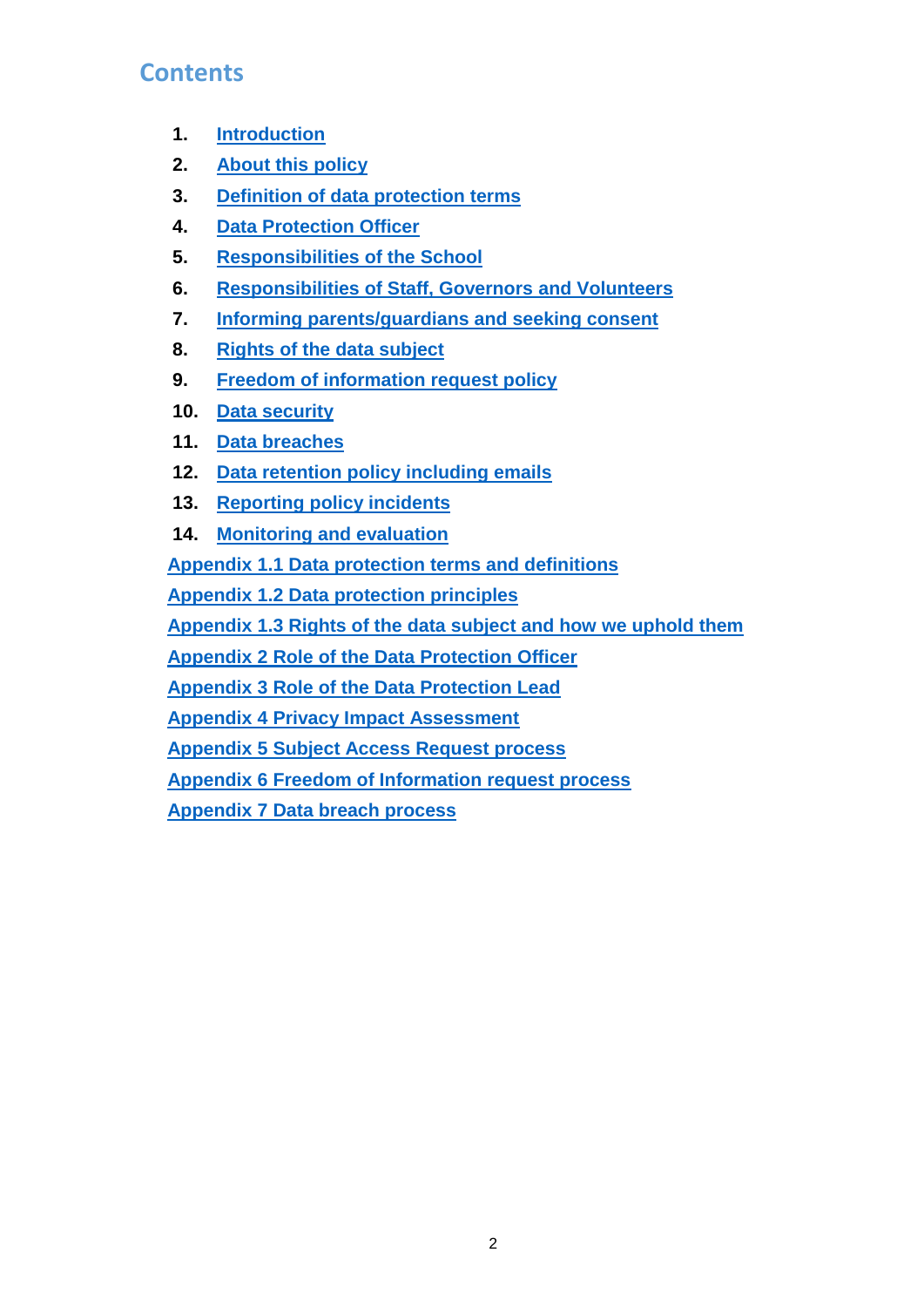## Contents

1. Introduction
2. About this policy
3. Definition of data protection terms
4. Data Protection Officer
5. Responsibilities of the School
6. Responsibilities of Staff, Governors and Volunteers
7. Informing parents/guardians and seeking consent
8. Rights of the data subject
9. Freedom of information request policy
10. Data security
11. Data breaches
12. Data retention policy including emails
13. Reporting policy incidents
14. Monitoring and evaluation

Appendix 1.1 Data protection terms and definitions

Appendix 1.2 Data protection principles

Appendix 1.3 Rights of the data subject and how we uphold them

Appendix 2 Role of the Data Protection Officer

Appendix 3 Role of the Data Protection Lead

Appendix 4 Privacy Impact Assessment

Appendix 5 Subject Access Request process

Appendix 6 Freedom of Information request process

Appendix 7 Data breach process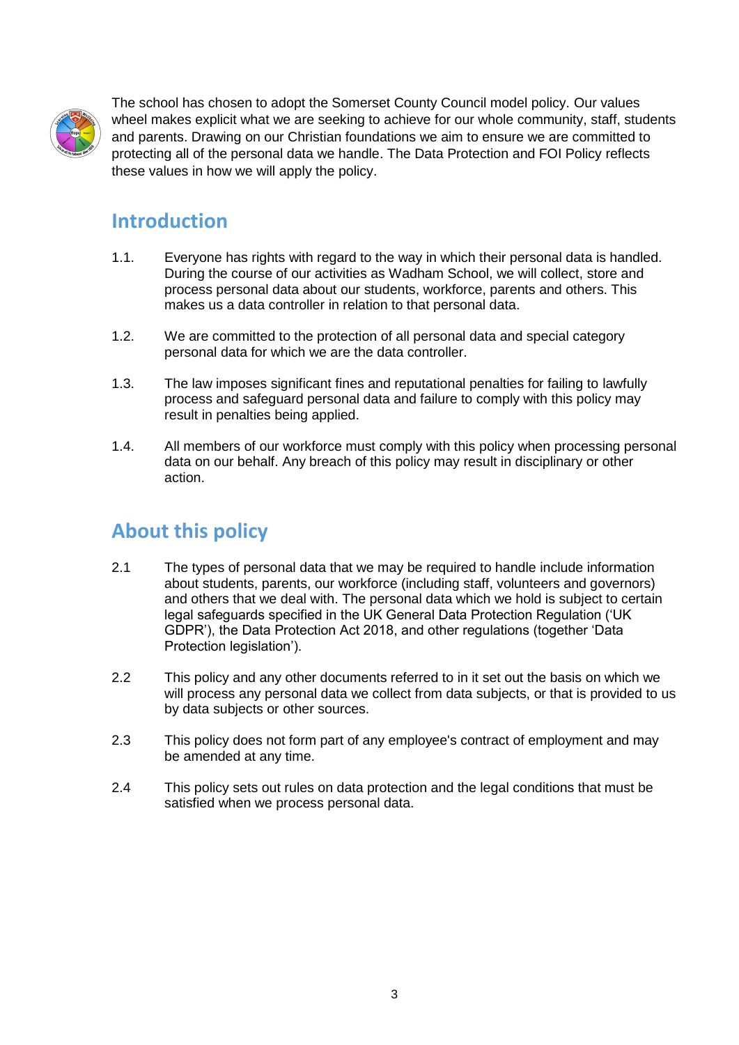The school has chosen to adopt the Somerset County Council model policy. Our values wheel makes explicit what we are seeking to achieve for our whole community, staff, students and parents. Drawing on our Christian foundations we aim to ensure we are committed to protecting all of the personal data we handle. The Data Protection and FOI Policy reflects these values in how we will apply the policy.

## Introduction

1.1. Everyone has rights with regard to the way in which their personal data is handled. During the course of our activities as Wadham School, we will collect, store and process personal data about our students, workforce, parents and others. This makes us a data controller in relation to that personal data.

1.2. We are committed to the protection of all personal data and special category personal data for which we are the data controller.

1.3. The law imposes significant fines and reputational penalties for failing to lawfully process and safeguard personal data and failure to comply with this policy may result in penalties being applied.

1.4. All members of our workforce must comply with this policy when processing personal data on our behalf. Any breach of this policy may result in disciplinary or other action.

## About this policy

2.1 The types of personal data that we may be required to handle include information about students, parents, our workforce (including staff, volunteers and governors) and others that we deal with. The personal data which we hold is subject to certain legal safeguards specified in the UK General Data Protection Regulation ('UK GDPR'), the Data Protection Act 2018, and other regulations (together 'Data Protection legislation').

2.2 This policy and any other documents referred to in it set out the basis on which we will process any personal data we collect from data subjects, or that is provided to us by data subjects or other sources.

2.3 This policy does not form part of any employee's contract of employment and may be amended at any time.

2.4 This policy sets out rules on data protection and the legal conditions that must be satisfied when we process personal data.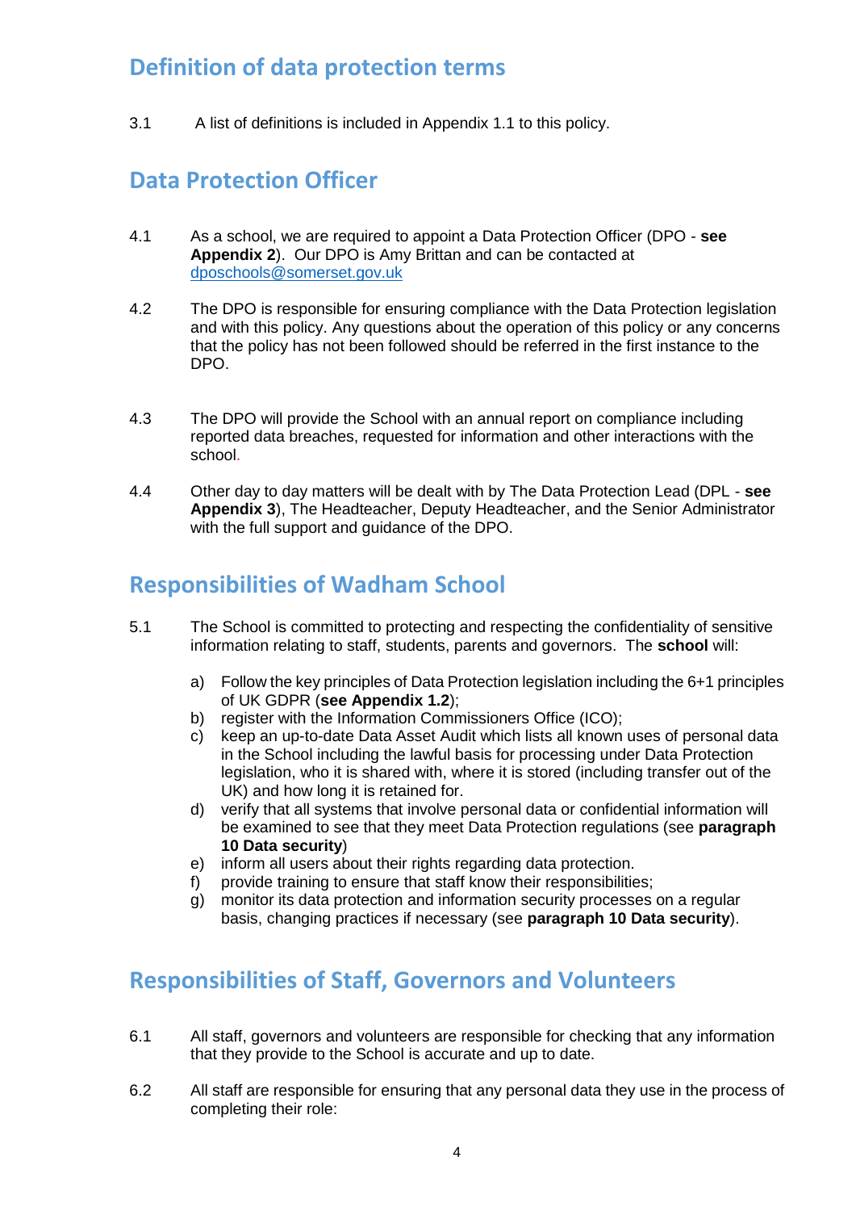## Definition of data protection terms

3.1 A list of definitions is included in Appendix 1.1 to this policy.

## Data Protection Officer

4.1 As a school, we are required to appoint a Data Protection Officer (DPO - **see Appendix 2**). Our DPO is Amy Brittan and can be contacted at dposchools@somerset.gov.uk

4.2 The DPO is responsible for ensuring compliance with the Data Protection legislation and with this policy. Any questions about the operation of this policy or any concerns that the policy has not been followed should be referred in the first instance to the DPO.

4.3 The DPO will provide the School with an annual report on compliance including reported data breaches, requested for information and other interactions with the school.

4.4 Other day to day matters will be dealt with by The Data Protection Lead (DPL - **see Appendix 3**), The Headteacher, Deputy Headteacher, and the Senior Administrator with the full support and guidance of the DPO.

## Responsibilities of Wadham School

5.1 The School is committed to protecting and respecting the confidentiality of sensitive information relating to staff, students, parents and governors. The **school** will:

a) Follow the key principles of Data Protection legislation including the 6+1 principles of UK GDPR (**see Appendix 1.2**);
b) register with the Information Commissioners Office (ICO);
c) keep an up-to-date Data Asset Audit which lists all known uses of personal data in the School including the lawful basis for processing under Data Protection legislation, who it is shared with, where it is stored (including transfer out of the UK) and how long it is retained for.
d) verify that all systems that involve personal data or confidential information will be examined to see that they meet Data Protection regulations (see **paragraph 10 Data security**)
e) inform all users about their rights regarding data protection.
f) provide training to ensure that staff know their responsibilities;
g) monitor its data protection and information security processes on a regular basis, changing practices if necessary (see **paragraph 10 Data security**).

## Responsibilities of Staff, Governors and Volunteers

6.1 All staff, governors and volunteers are responsible for checking that any information that they provide to the School is accurate and up to date.

6.2 All staff are responsible for ensuring that any personal data they use in the process of completing their role: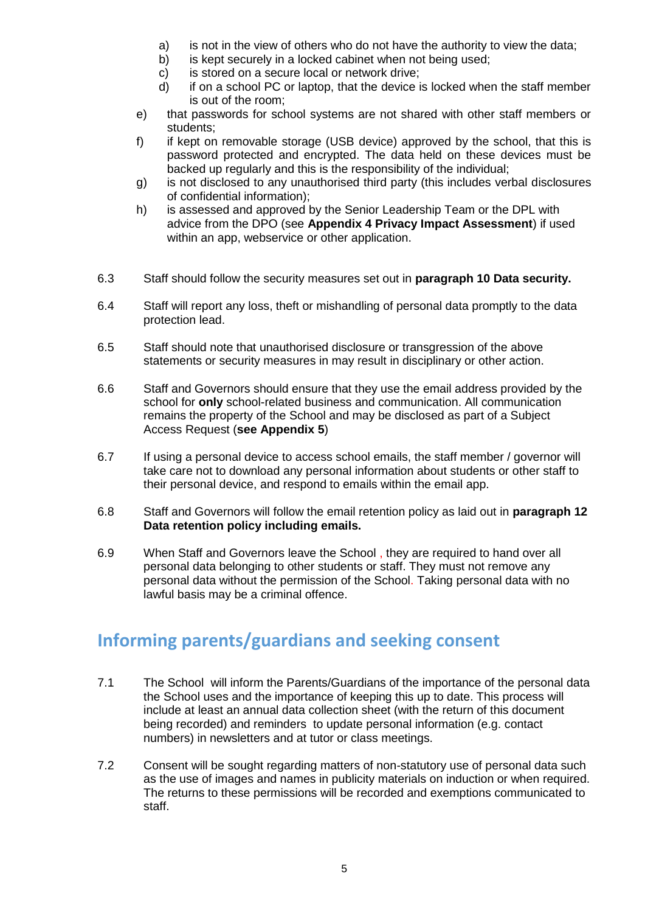a) is not in the view of others who do not have the authority to view the data;
   b) is kept securely in a locked cabinet when not being used;
   c) is stored on a secure local or network drive;
   d) if on a school PC or laptop, that the device is locked when the staff member is out of the room;

e) that passwords for school systems are not shared with other staff members or students;

f) if kept on removable storage (USB device) approved by the school, that this is password protected and encrypted. The data held on these devices must be backed up regularly and this is the responsibility of the individual;

g) is not disclosed to any unauthorised third party (this includes verbal disclosures of confidential information);

h) is assessed and approved by the Senior Leadership Team or the DPL with advice from the DPO (see **Appendix 4 Privacy Impact Assessment**) if used within an app, webservice or other application.

6.3 Staff should follow the security measures set out in **paragraph 10 Data security.**

6.4 Staff will report any loss, theft or mishandling of personal data promptly to the data protection lead.

6.5 Staff should note that unauthorised disclosure or transgression of the above statements or security measures in may result in disciplinary or other action.

6.6 Staff and Governors should ensure that they use the email address provided by the school for **only** school-related business and communication. All communication remains the property of the School and may be disclosed as part of a Subject Access Request (**see Appendix 5**)

6.7 If using a personal device to access school emails, the staff member / governor will take care not to download any personal information about students or other staff to their personal device, and respond to emails within the email app.

6.8 Staff and Governors will follow the email retention policy as laid out in **paragraph 12 Data retention policy including emails.**

6.9 When Staff and Governors leave the School , they are required to hand over all personal data belonging to other students or staff. They must not remove any personal data without the permission of the School. Taking personal data with no lawful basis may be a criminal offence.

## Informing parents/guardians and seeking consent

7.1 The School will inform the Parents/Guardians of the importance of the personal data the School uses and the importance of keeping this up to date. This process will include at least an annual data collection sheet (with the return of this document being recorded) and reminders to update personal information (e.g. contact numbers) in newsletters and at tutor or class meetings.

7.2 Consent will be sought regarding matters of non-statutory use of personal data such as the use of images and names in publicity materials on induction or when required. The returns to these permissions will be recorded and exemptions communicated to staff.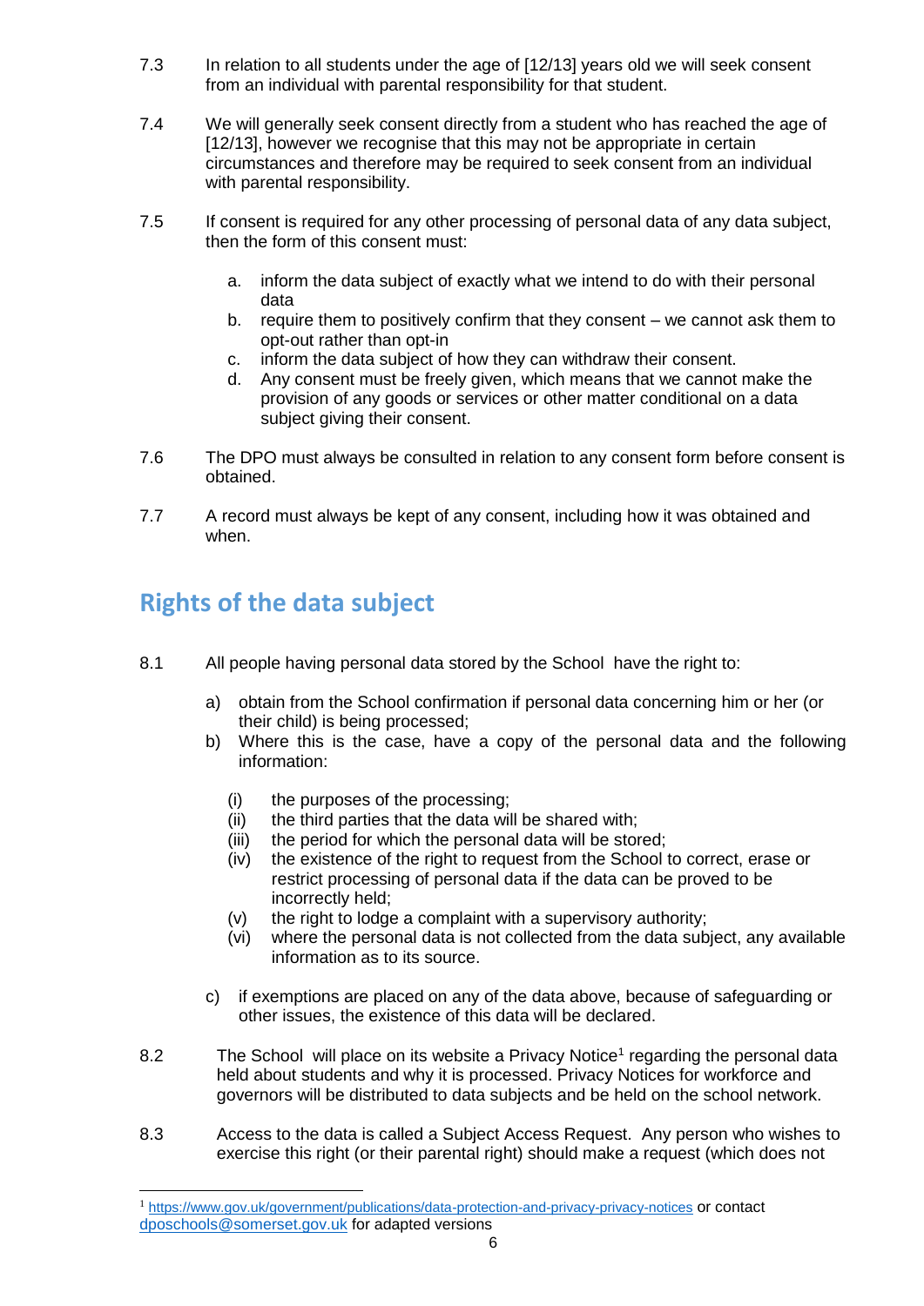7.3 In relation to all students under the age of [12/13] years old we will seek consent from an individual with parental responsibility for that student.

7.4 We will generally seek consent directly from a student who has reached the age of [12/13], however we recognise that this may not be appropriate in certain circumstances and therefore may be required to seek consent from an individual with parental responsibility.

7.5 If consent is required for any other processing of personal data of any data subject, then the form of this consent must:

a. inform the data subject of exactly what we intend to do with their personal data
b. require them to positively confirm that they consent – we cannot ask them to opt-out rather than opt-in
c. inform the data subject of how they can withdraw their consent.
d. Any consent must be freely given, which means that we cannot make the provision of any goods or services or other matter conditional on a data subject giving their consent.

7.6 The DPO must always be consulted in relation to any consent form before consent is obtained.

7.7 A record must always be kept of any consent, including how it was obtained and when.

## Rights of the data subject

8.1 All people having personal data stored by the School have the right to:

a) obtain from the School confirmation if personal data concerning him or her (or their child) is being processed;
b) Where this is the case, have a copy of the personal data and the following information:

(i) the purposes of the processing;
(ii) the third parties that the data will be shared with;
(iii) the period for which the personal data will be stored;
(iv) the existence of the right to request from the School to correct, erase or restrict processing of personal data if the data can be proved to be incorrectly held;
(v) the right to lodge a complaint with a supervisory authority;
(vi) where the personal data is not collected from the data subject, any available information as to its source.

c) if exemptions are placed on any of the data above, because of safeguarding or other issues, the existence of this data will be declared.

8.2 The School will place on its website a Privacy Notice[1] regarding the personal data held about students and why it is processed. Privacy Notices for workforce and governors will be distributed to data subjects and be held on the school network.

8.3 Access to the data is called a Subject Access Request. Any person who wishes to exercise this right (or their parental right) should make a request (which does not

[1] https://www.gov.uk/government/publications/data-protection-and-privacy-privacy-notices or contact dposchools@somerset.gov.uk for adapted versions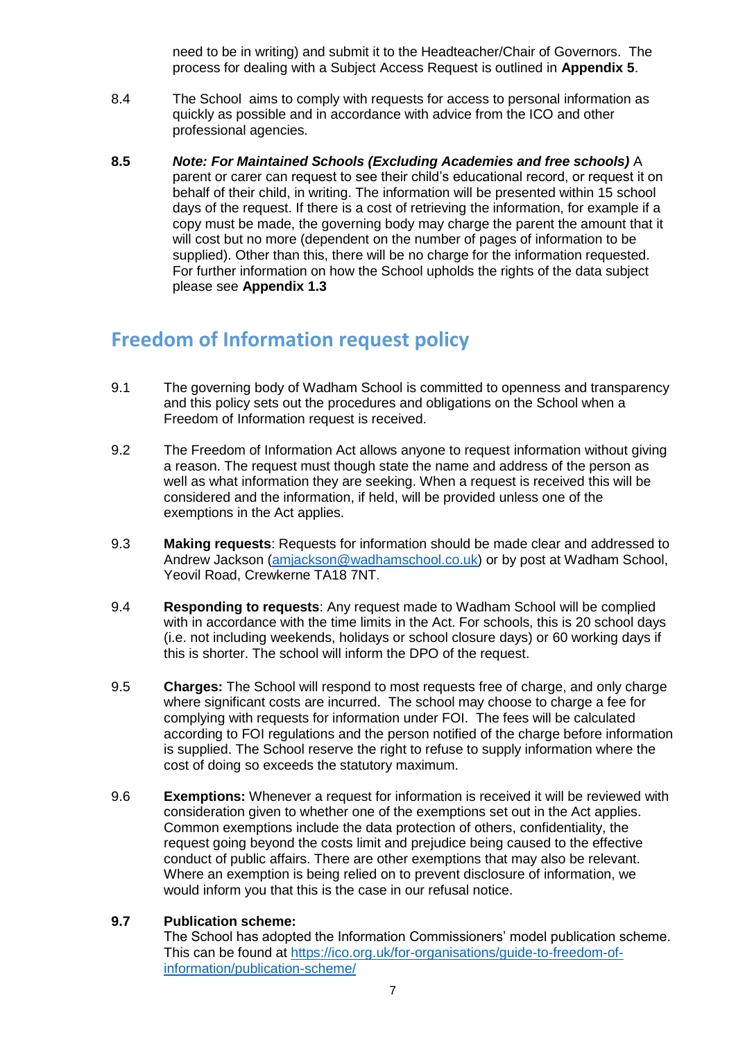need to be in writing) and submit it to the Headteacher/Chair of Governors. The process for dealing with a Subject Access Request is outlined in **Appendix 5**.

8.4 The School aims to comply with requests for access to personal information as quickly as possible and in accordance with advice from the ICO and other professional agencies.

**8.5** ***Note: For Maintained Schools (Excluding Academies and free schools)*** A parent or carer can request to see their child's educational record, or request it on behalf of their child, in writing. The information will be presented within 15 school days of the request. If there is a cost of retrieving the information, for example if a copy must be made, the governing body may charge the parent the amount that it will cost but no more (dependent on the number of pages of information to be supplied). Other than this, there will be no charge for the information requested. For further information on how the School upholds the rights of the data subject please see **Appendix 1.3**

## Freedom of Information request policy

9.1 The governing body of Wadham School is committed to openness and transparency and this policy sets out the procedures and obligations on the School when a Freedom of Information request is received.

9.2 The Freedom of Information Act allows anyone to request information without giving a reason. The request must though state the name and address of the person as well as what information they are seeking. When a request is received this will be considered and the information, if held, will be provided unless one of the exemptions in the Act applies.

9.3 **Making requests**: Requests for information should be made clear and addressed to Andrew Jackson (amjackson@wadhamschool.co.uk) or by post at Wadham School, Yeovil Road, Crewkerne TA18 7NT.

9.4 **Responding to requests**: Any request made to Wadham School will be complied with in accordance with the time limits in the Act. For schools, this is 20 school days (i.e. not including weekends, holidays or school closure days) or 60 working days if this is shorter. The school will inform the DPO of the request.

9.5 **Charges:** The School will respond to most requests free of charge, and only charge where significant costs are incurred. The school may choose to charge a fee for complying with requests for information under FOI. The fees will be calculated according to FOI regulations and the person notified of the charge before information is supplied. The School reserve the right to refuse to supply information where the cost of doing so exceeds the statutory maximum.

9.6 **Exemptions:** Whenever a request for information is received it will be reviewed with consideration given to whether one of the exemptions set out in the Act applies. Common exemptions include the data protection of others, confidentiality, the request going beyond the costs limit and prejudice being caused to the effective conduct of public affairs. There are other exemptions that may also be relevant. Where an exemption is being relied on to prevent disclosure of information, we would inform you that this is the case in our refusal notice.

**9.7** **Publication scheme:**
The School has adopted the Information Commissioners' model publication scheme. This can be found at https://ico.org.uk/for-organisations/guide-to-freedom-of-information/publication-scheme/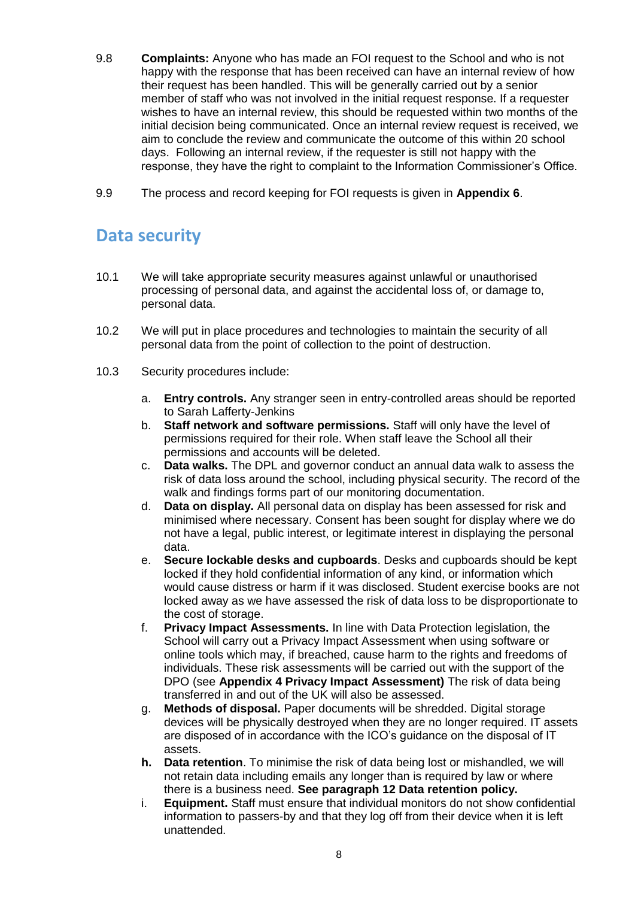9.8 **Complaints:** Anyone who has made an FOI request to the School and who is not happy with the response that has been received can have an internal review of how their request has been handled. This will be generally carried out by a senior member of staff who was not involved in the initial request response. If a requester wishes to have an internal review, this should be requested within two months of the initial decision being communicated. Once an internal review request is received, we aim to conclude the review and communicate the outcome of this within 20 school days. Following an internal review, if the requester is still not happy with the response, they have the right to complaint to the Information Commissioner's Office.

9.9 The process and record keeping for FOI requests is given in **Appendix 6**.

## Data security

10.1 We will take appropriate security measures against unlawful or unauthorised processing of personal data, and against the accidental loss of, or damage to, personal data.

10.2 We will put in place procedures and technologies to maintain the security of all personal data from the point of collection to the point of destruction.

10.3 Security procedures include:

a. **Entry controls.** Any stranger seen in entry-controlled areas should be reported to Sarah Lafferty-Jenkins
b. **Staff network and software permissions.** Staff will only have the level of permissions required for their role. When staff leave the School all their permissions and accounts will be deleted.
c. **Data walks.** The DPL and governor conduct an annual data walk to assess the risk of data loss around the school, including physical security. The record of the walk and findings forms part of our monitoring documentation.
d. **Data on display.** All personal data on display has been assessed for risk and minimised where necessary. Consent has been sought for display where we do not have a legal, public interest, or legitimate interest in displaying the personal data.
e. **Secure lockable desks and cupboards**. Desks and cupboards should be kept locked if they hold confidential information of any kind, or information which would cause distress or harm if it was disclosed. Student exercise books are not locked away as we have assessed the risk of data loss to be disproportionate to the cost of storage.
f. **Privacy Impact Assessments.** In line with Data Protection legislation, the School will carry out a Privacy Impact Assessment when using software or online tools which may, if breached, cause harm to the rights and freedoms of individuals. These risk assessments will be carried out with the support of the DPO (see **Appendix 4 Privacy Impact Assessment)** The risk of data being transferred in and out of the UK will also be assessed.
g. **Methods of disposal.** Paper documents will be shredded. Digital storage devices will be physically destroyed when they are no longer required. IT assets are disposed of in accordance with the ICO's guidance on the disposal of IT assets.
**h.** **Data retention**. To minimise the risk of data being lost or mishandled, we will not retain data including emails any longer than is required by law or where there is a business need. **See paragraph 12 Data retention policy.**
i. **Equipment.** Staff must ensure that individual monitors do not show confidential information to passers-by and that they log off from their device when it is left unattended.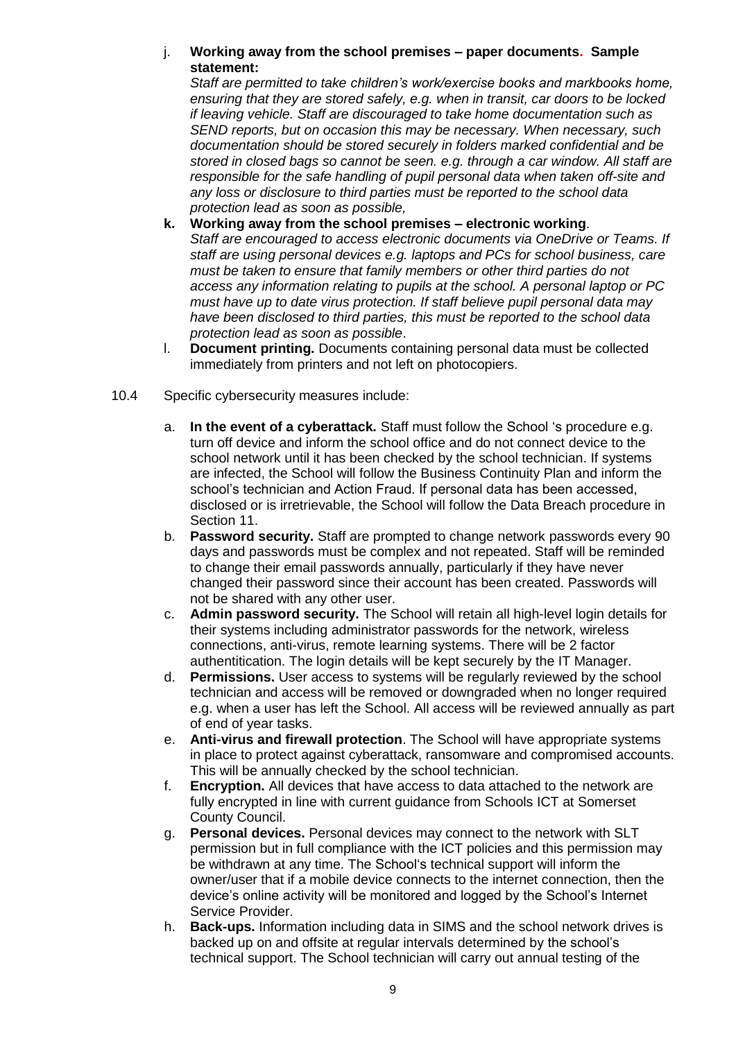j. **Working away from the school premises – paper documents. Sample statement:**
   *Staff are permitted to take children's work/exercise books and markbooks home, ensuring that they are stored safely, e.g. when in transit, car doors to be locked if leaving vehicle. Staff are discouraged to take home documentation such as SEND reports, but on occasion this may be necessary. When necessary, such documentation should be stored securely in folders marked confidential and be stored in closed bags so cannot be seen. e.g. through a car window. All staff are responsible for the safe handling of pupil personal data when taken off-site and any loss or disclosure to third parties must be reported to the school data protection lead as soon as possible,*

k. **Working away from the school premises – electronic working**.
   *Staff are encouraged to access electronic documents via OneDrive or Teams. If staff are using personal devices e.g. laptops and PCs for school business, care must be taken to ensure that family members or other third parties do not access any information relating to pupils at the school. A personal laptop or PC must have up to date virus protection. If staff believe pupil personal data may have been disclosed to third parties, this must be reported to the school data protection lead as soon as possible*.

l. **Document printing.** Documents containing personal data must be collected immediately from printers and not left on photocopiers.

10.4 Specific cybersecurity measures include:

a. **In the event of a cyberattack.** Staff must follow the School 's procedure e.g. turn off device and inform the school office and do not connect device to the school network until it has been checked by the school technician. If systems are infected, the School will follow the Business Continuity Plan and inform the school's technician and Action Fraud. If personal data has been accessed, disclosed or is irretrievable, the School will follow the Data Breach procedure in Section 11.

b. **Password security.** Staff are prompted to change network passwords every 90 days and passwords must be complex and not repeated. Staff will be reminded to change their email passwords annually, particularly if they have never changed their password since their account has been created. Passwords will not be shared with any other user.

c. **Admin password security.** The School will retain all high-level login details for their systems including administrator passwords for the network, wireless connections, anti-virus, remote learning systems. There will be 2 factor authentitication. The login details will be kept securely by the IT Manager.

d. **Permissions.** User access to systems will be regularly reviewed by the school technician and access will be removed or downgraded when no longer required e.g. when a user has left the School. All access will be reviewed annually as part of end of year tasks.

e. **Anti-virus and firewall protection**. The School will have appropriate systems in place to protect against cyberattack, ransomware and compromised accounts. This will be annually checked by the school technician.

f. **Encryption.** All devices that have access to data attached to the network are fully encrypted in line with current guidance from Schools ICT at Somerset County Council.

g. **Personal devices.** Personal devices may connect to the network with SLT permission but in full compliance with the ICT policies and this permission may be withdrawn at any time. The School's technical support will inform the owner/user that if a mobile device connects to the internet connection, then the device's online activity will be monitored and logged by the School's Internet Service Provider.

h. **Back-ups.** Information including data in SIMS and the school network drives is backed up on and offsite at regular intervals determined by the school's technical support. The School technician will carry out annual testing of the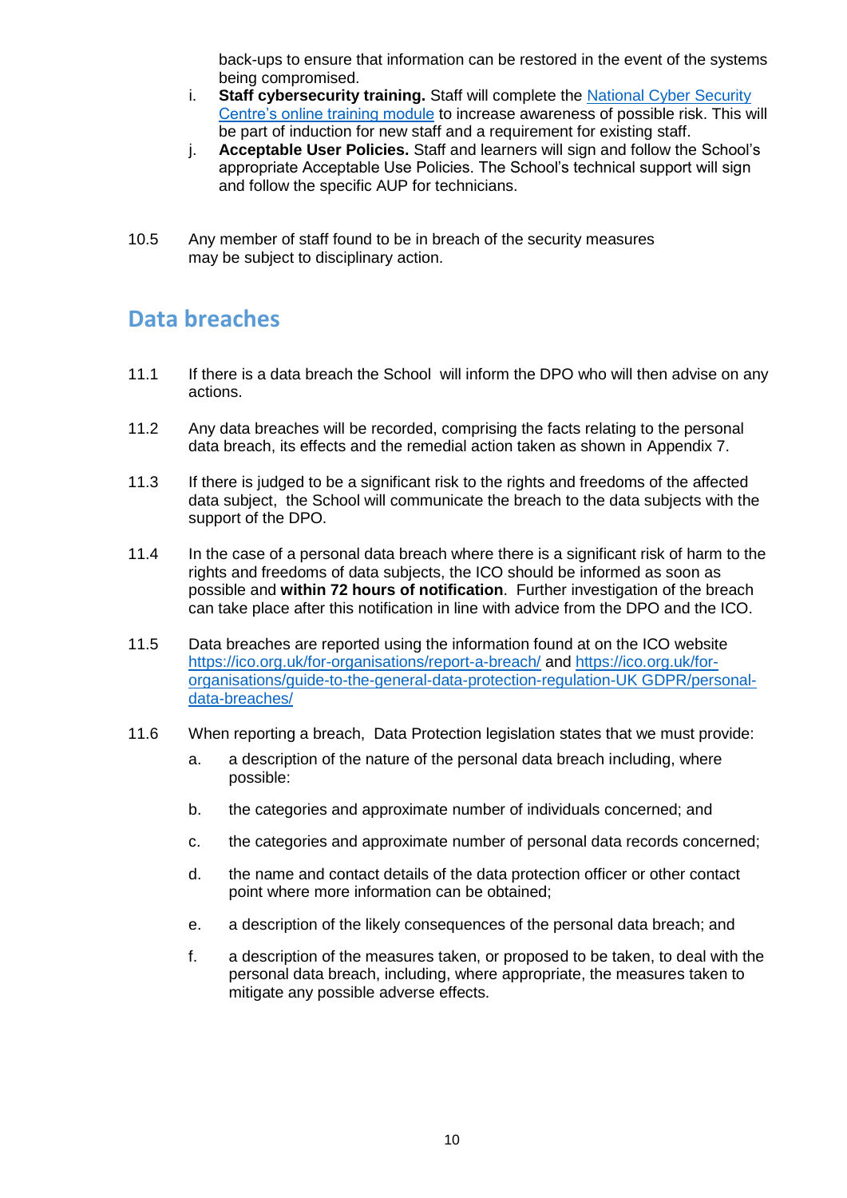back-ups to ensure that information can be restored in the event of the systems being compromised.

i. **Staff cybersecurity training.** Staff will complete the [National Cyber Security Centre's online training module] to increase awareness of possible risk. This will be part of induction for new staff and a requirement for existing staff.

j. **Acceptable User Policies.** Staff and learners will sign and follow the School's appropriate Acceptable Use Policies. The School's technical support will sign and follow the specific AUP for technicians.

10.5 Any member of staff found to be in breach of the security measures may be subject to disciplinary action.

## Data breaches

11.1 If there is a data breach the School will inform the DPO who will then advise on any actions.

11.2 Any data breaches will be recorded, comprising the facts relating to the personal data breach, its effects and the remedial action taken as shown in Appendix 7.

11.3 If there is judged to be a significant risk to the rights and freedoms of the affected data subject, the School will communicate the breach to the data subjects with the support of the DPO.

11.4 In the case of a personal data breach where there is a significant risk of harm to the rights and freedoms of data subjects, the ICO should be informed as soon as possible and **within 72 hours of notification**. Further investigation of the breach can take place after this notification in line with advice from the DPO and the ICO.

11.5 Data breaches are reported using the information found at on the ICO website https://ico.org.uk/for-organisations/report-a-breach/ and https://ico.org.uk/for-organisations/guide-to-the-general-data-protection-regulation-UK GDPR/personal-data-breaches/

11.6 When reporting a breach, Data Protection legislation states that we must provide:

a. a description of the nature of the personal data breach including, where possible:

b. the categories and approximate number of individuals concerned; and

c. the categories and approximate number of personal data records concerned;

d. the name and contact details of the data protection officer or other contact point where more information can be obtained;

e. a description of the likely consequences of the personal data breach; and

f. a description of the measures taken, or proposed to be taken, to deal with the personal data breach, including, where appropriate, the measures taken to mitigate any possible adverse effects.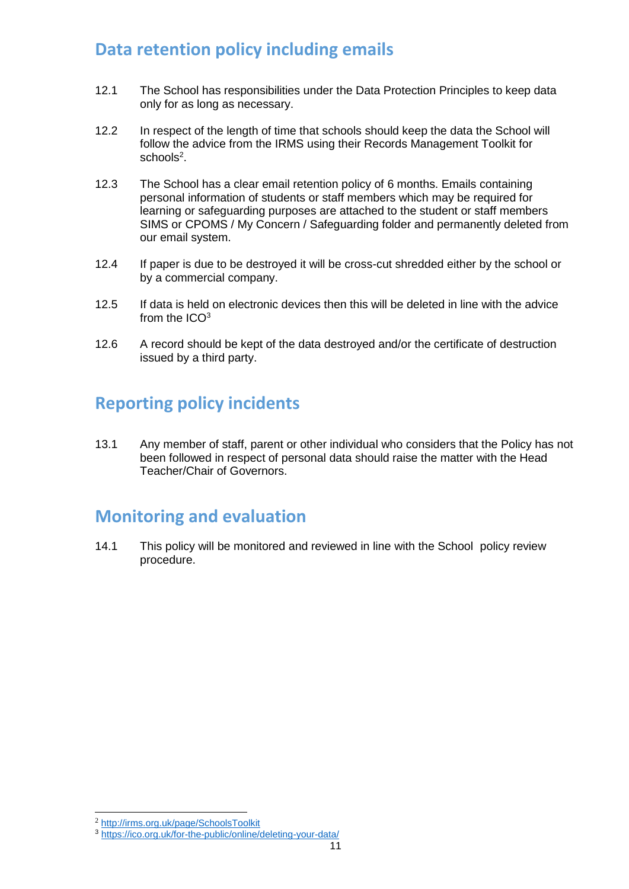## Data retention policy including emails

12.1 The School has responsibilities under the Data Protection Principles to keep data only for as long as necessary.

12.2 In respect of the length of time that schools should keep the data the School will follow the advice from the IRMS using their Records Management Toolkit for schools[2].

12.3 The School has a clear email retention policy of 6 months. Emails containing personal information of students or staff members which may be required for learning or safeguarding purposes are attached to the student or staff members SIMS or CPOMS / My Concern / Safeguarding folder and permanently deleted from our email system.

12.4 If paper is due to be destroyed it will be cross-cut shredded either by the school or by a commercial company.

12.5 If data is held on electronic devices then this will be deleted in line with the advice from the ICO[3]

12.6 A record should be kept of the data destroyed and/or the certificate of destruction issued by a third party.

## Reporting policy incidents

13.1 Any member of staff, parent or other individual who considers that the Policy has not been followed in respect of personal data should raise the matter with the Head Teacher/Chair of Governors.

## Monitoring and evaluation

14.1 This policy will be monitored and reviewed in line with the School policy review procedure.

---

[2] http://irms.org.uk/page/SchoolsToolkit

[3] https://ico.org.uk/for-the-public/online/deleting-your-data/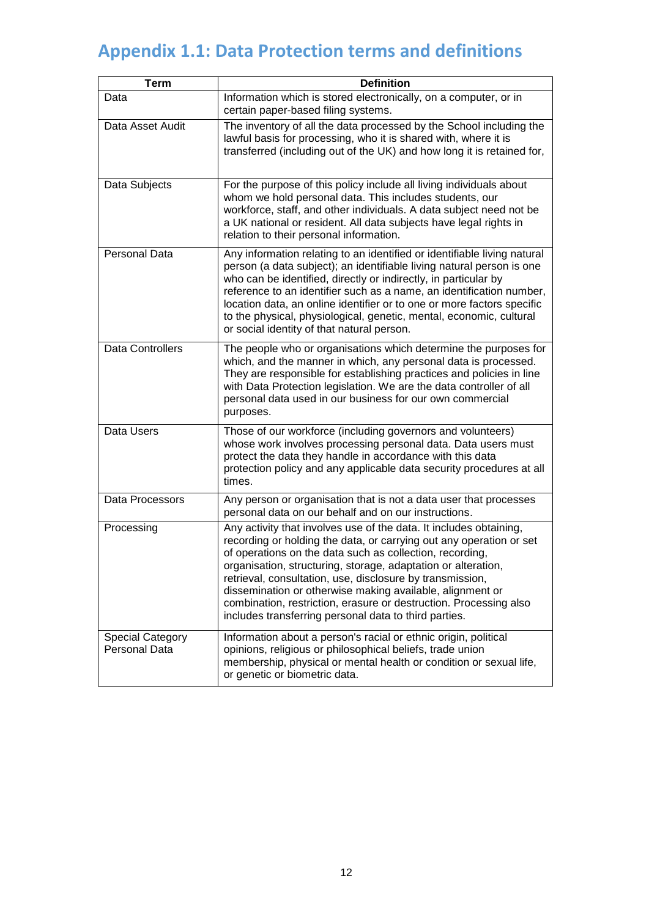## Appendix 1.1: Data Protection terms and definitions

| Term | Definition |
| --- | --- |
| Data | Information which is stored electronically, on a computer, or in certain paper-based filing systems. |
| Data Asset Audit | The inventory of all the data processed by the School including the lawful basis for processing, who it is shared with, where it is transferred (including out of the UK) and how long it is retained for, |
| Data Subjects | For the purpose of this policy include all living individuals about whom we hold personal data. This includes students, our workforce, staff, and other individuals. A data subject need not be a UK national or resident. All data subjects have legal rights in relation to their personal information. |
| Personal Data | Any information relating to an identified or identifiable living natural person (a data subject); an identifiable living natural person is one who can be identified, directly or indirectly, in particular by reference to an identifier such as a name, an identification number, location data, an online identifier or to one or more factors specific to the physical, physiological, genetic, mental, economic, cultural or social identity of that natural person. |
| Data Controllers | The people who or organisations which determine the purposes for which, and the manner in which, any personal data is processed. They are responsible for establishing practices and policies in line with Data Protection legislation. We are the data controller of all personal data used in our business for our own commercial purposes. |
| Data Users | Those of our workforce (including governors and volunteers) whose work involves processing personal data. Data users must protect the data they handle in accordance with this data protection policy and any applicable data security procedures at all times. |
| Data Processors | Any person or organisation that is not a data user that processes personal data on our behalf and on our instructions. |
| Processing | Any activity that involves use of the data. It includes obtaining, recording or holding the data, or carrying out any operation or set of operations on the data such as collection, recording, organisation, structuring, storage, adaptation or alteration, retrieval, consultation, use, disclosure by transmission, dissemination or otherwise making available, alignment or combination, restriction, erasure or destruction. Processing also includes transferring personal data to third parties. |
| Special Category Personal Data | Information about a person's racial or ethnic origin, political opinions, religious or philosophical beliefs, trade union membership, physical or mental health or condition or sexual life, or genetic or biometric data. |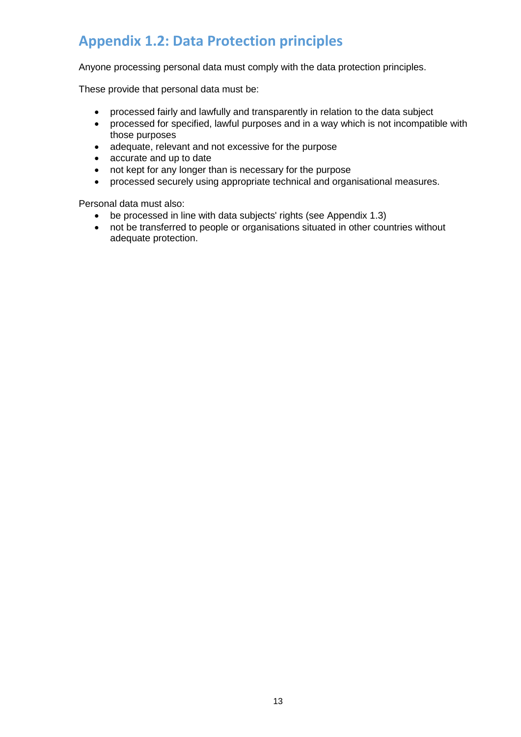## Appendix 1.2: Data Protection principles

Anyone processing personal data must comply with the data protection principles.

These provide that personal data must be:

- processed fairly and lawfully and transparently in relation to the data subject
- processed for specified, lawful purposes and in a way which is not incompatible with those purposes
- adequate, relevant and not excessive for the purpose
- accurate and up to date
- not kept for any longer than is necessary for the purpose
- processed securely using appropriate technical and organisational measures.

Personal data must also:

- be processed in line with data subjects' rights (see Appendix 1.3)
- not be transferred to people or organisations situated in other countries without adequate protection.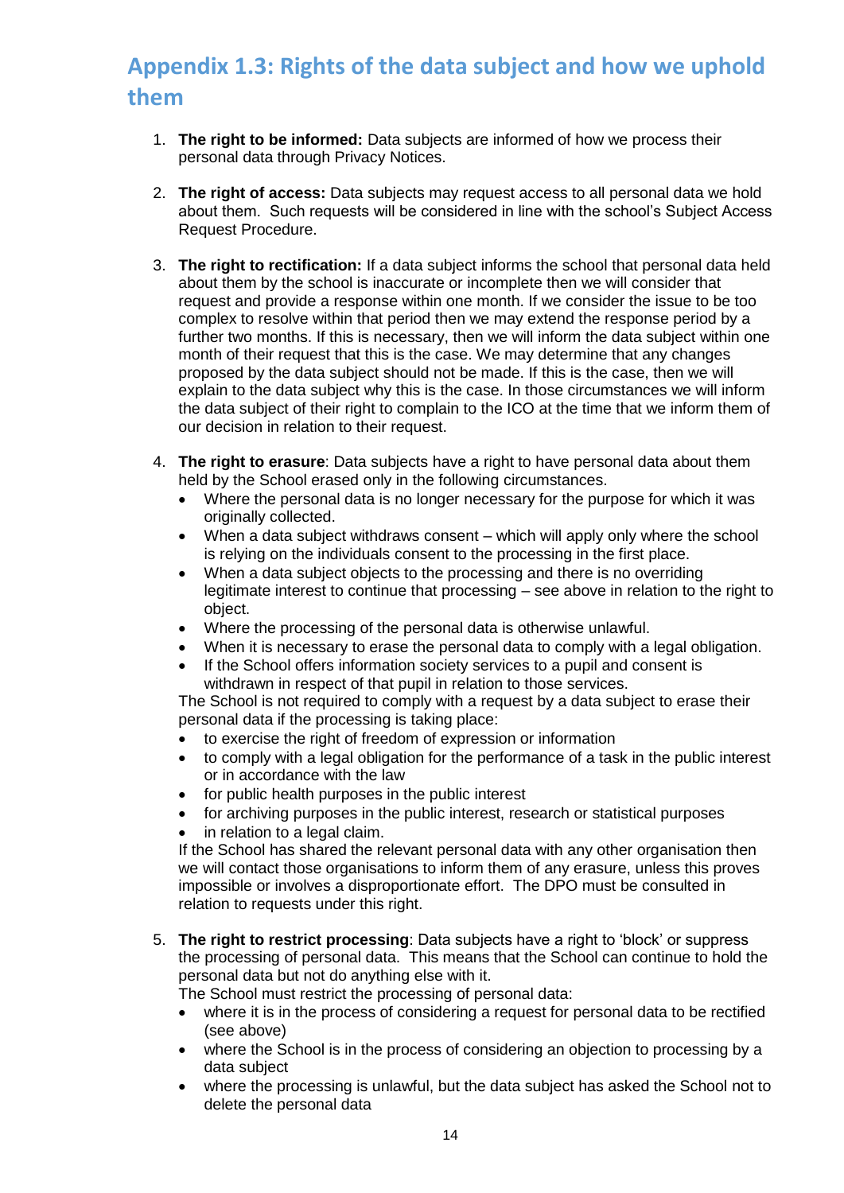## Appendix 1.3: Rights of the data subject and how we uphold them

1. **The right to be informed:** Data subjects are informed of how we process their personal data through Privacy Notices.

2. **The right of access:** Data subjects may request access to all personal data we hold about them. Such requests will be considered in line with the school's Subject Access Request Procedure.

3. **The right to rectification:** If a data subject informs the school that personal data held about them by the school is inaccurate or incomplete then we will consider that request and provide a response within one month. If we consider the issue to be too complex to resolve within that period then we may extend the response period by a further two months. If this is necessary, then we will inform the data subject within one month of their request that this is the case. We may determine that any changes proposed by the data subject should not be made. If this is the case, then we will explain to the data subject why this is the case. In those circumstances we will inform the data subject of their right to complain to the ICO at the time that we inform them of our decision in relation to their request.

4. **The right to erasure**: Data subjects have a right to have personal data about them held by the School erased only in the following circumstances.
   - Where the personal data is no longer necessary for the purpose for which it was originally collected.
   - When a data subject withdraws consent – which will apply only where the school is relying on the individuals consent to the processing in the first place.
   - When a data subject objects to the processing and there is no overriding legitimate interest to continue that processing – see above in relation to the right to object.
   - Where the processing of the personal data is otherwise unlawful.
   - When it is necessary to erase the personal data to comply with a legal obligation.
   - If the School offers information society services to a pupil and consent is withdrawn in respect of that pupil in relation to those services.

   The School is not required to comply with a request by a data subject to erase their personal data if the processing is taking place:
   - to exercise the right of freedom of expression or information
   - to comply with a legal obligation for the performance of a task in the public interest or in accordance with the law
   - for public health purposes in the public interest
   - for archiving purposes in the public interest, research or statistical purposes
   - in relation to a legal claim.

   If the School has shared the relevant personal data with any other organisation then we will contact those organisations to inform them of any erasure, unless this proves impossible or involves a disproportionate effort. The DPO must be consulted in relation to requests under this right.

5. **The right to restrict processing**: Data subjects have a right to 'block' or suppress the processing of personal data. This means that the School can continue to hold the personal data but not do anything else with it.

   The School must restrict the processing of personal data:
   - where it is in the process of considering a request for personal data to be rectified (see above)
   - where the School is in the process of considering an objection to processing by a data subject
   - where the processing is unlawful, but the data subject has asked the School not to delete the personal data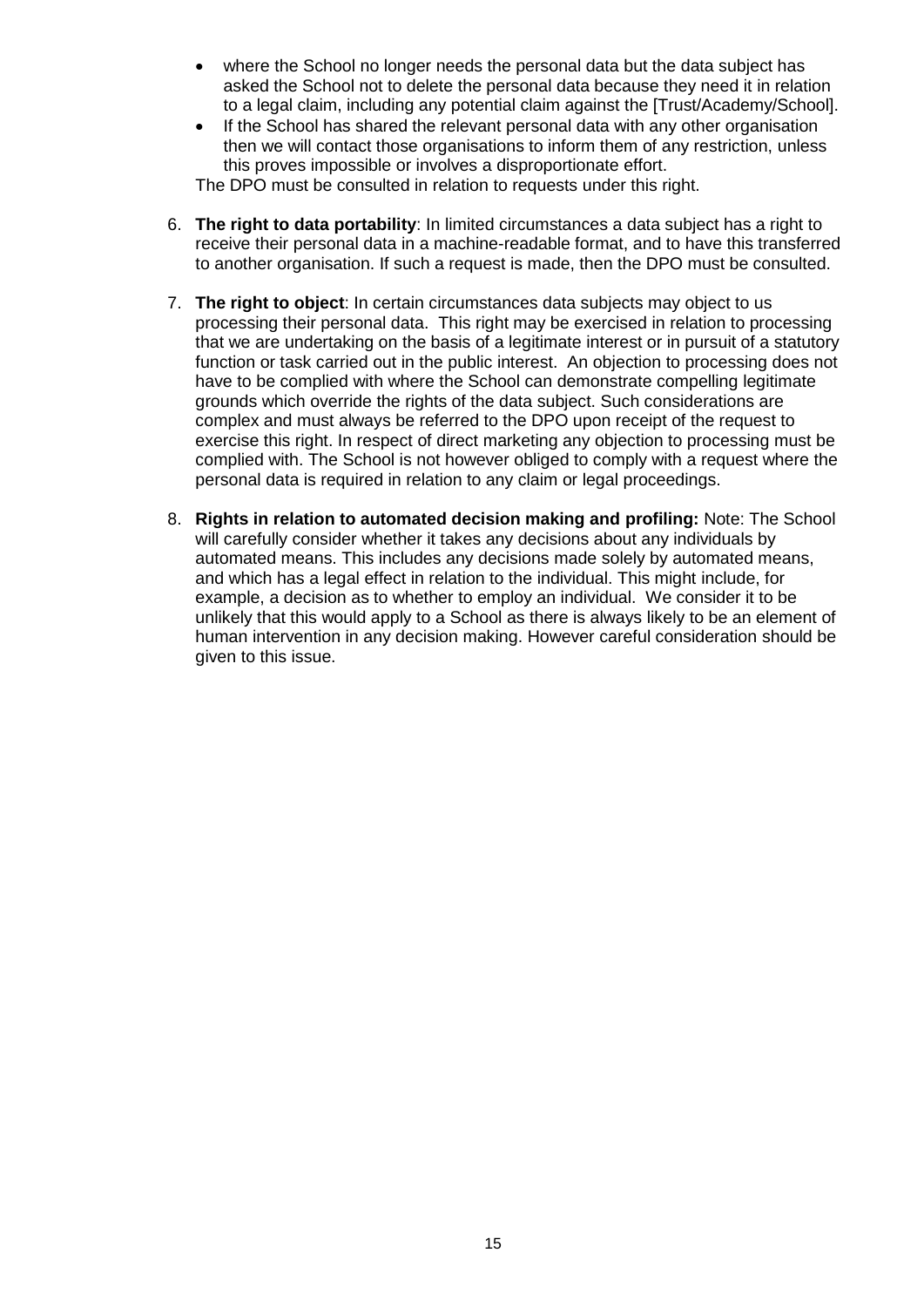- where the School no longer needs the personal data but the data subject has asked the School not to delete the personal data because they need it in relation to a legal claim, including any potential claim against the [Trust/Academy/School].
- If the School has shared the relevant personal data with any other organisation then we will contact those organisations to inform them of any restriction, unless this proves impossible or involves a disproportionate effort.

The DPO must be consulted in relation to requests under this right.

6. **The right to data portability**: In limited circumstances a data subject has a right to receive their personal data in a machine-readable format, and to have this transferred to another organisation. If such a request is made, then the DPO must be consulted.

7. **The right to object**: In certain circumstances data subjects may object to us processing their personal data. This right may be exercised in relation to processing that we are undertaking on the basis of a legitimate interest or in pursuit of a statutory function or task carried out in the public interest. An objection to processing does not have to be complied with where the School can demonstrate compelling legitimate grounds which override the rights of the data subject. Such considerations are complex and must always be referred to the DPO upon receipt of the request to exercise this right. In respect of direct marketing any objection to processing must be complied with. The School is not however obliged to comply with a request where the personal data is required in relation to any claim or legal proceedings.

8. **Rights in relation to automated decision making and profiling:** Note: The School will carefully consider whether it takes any decisions about any individuals by automated means. This includes any decisions made solely by automated means, and which has a legal effect in relation to the individual. This might include, for example, a decision as to whether to employ an individual. We consider it to be unlikely that this would apply to a School as there is always likely to be an element of human intervention in any decision making. However careful consideration should be given to this issue.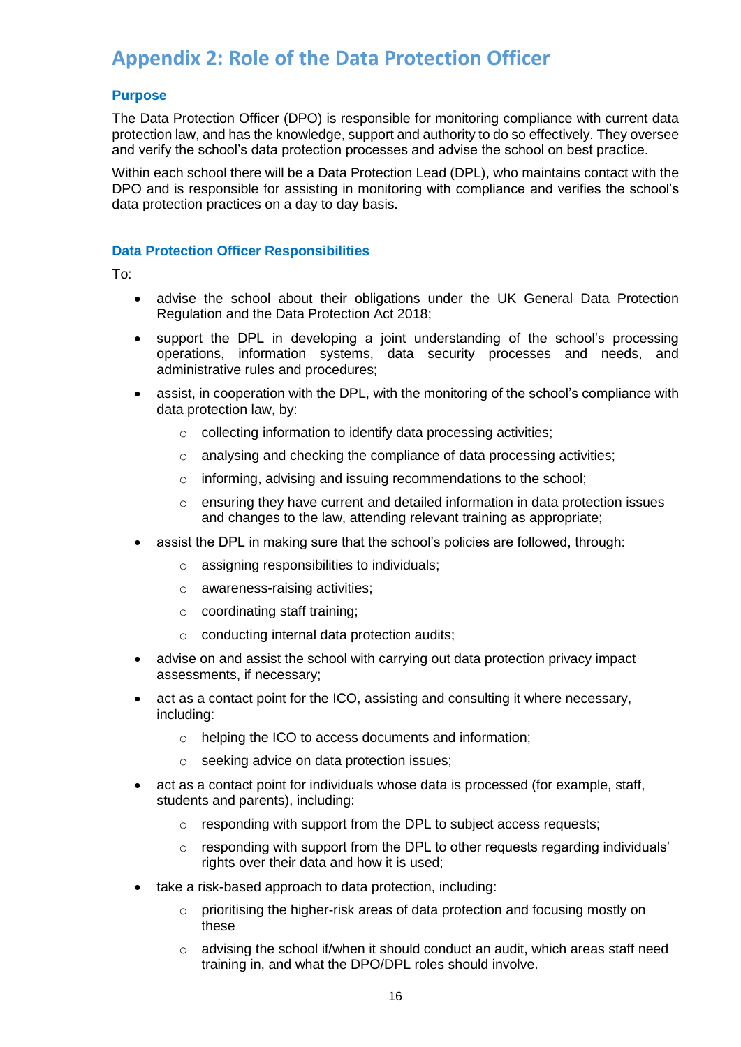# Appendix 2: Role of the Data Protection Officer

### Purpose

The Data Protection Officer (DPO) is responsible for monitoring compliance with current data protection law, and has the knowledge, support and authority to do so effectively. They oversee and verify the school's data protection processes and advise the school on best practice.

Within each school there will be a Data Protection Lead (DPL), who maintains contact with the DPO and is responsible for assisting in monitoring with compliance and verifies the school's data protection practices on a day to day basis.

### Data Protection Officer Responsibilities

To:

- advise the school about their obligations under the UK General Data Protection Regulation and the Data Protection Act 2018;
- support the DPL in developing a joint understanding of the school's processing operations, information systems, data security processes and needs, and administrative rules and procedures;
- assist, in cooperation with the DPL, with the monitoring of the school's compliance with data protection law, by:
  - collecting information to identify data processing activities;
  - analysing and checking the compliance of data processing activities;
  - informing, advising and issuing recommendations to the school;
  - ensuring they have current and detailed information in data protection issues and changes to the law, attending relevant training as appropriate;
- assist the DPL in making sure that the school's policies are followed, through:
  - assigning responsibilities to individuals;
  - awareness-raising activities;
  - coordinating staff training;
  - conducting internal data protection audits;
- advise on and assist the school with carrying out data protection privacy impact assessments, if necessary;
- act as a contact point for the ICO, assisting and consulting it where necessary, including:
  - helping the ICO to access documents and information;
  - seeking advice on data protection issues;
- act as a contact point for individuals whose data is processed (for example, staff, students and parents), including:
  - responding with support from the DPL to subject access requests;
  - responding with support from the DPL to other requests regarding individuals' rights over their data and how it is used;
- take a risk-based approach to data protection, including:
  - prioritising the higher-risk areas of data protection and focusing mostly on these
  - advising the school if/when it should conduct an audit, which areas staff need training in, and what the DPO/DPL roles should involve.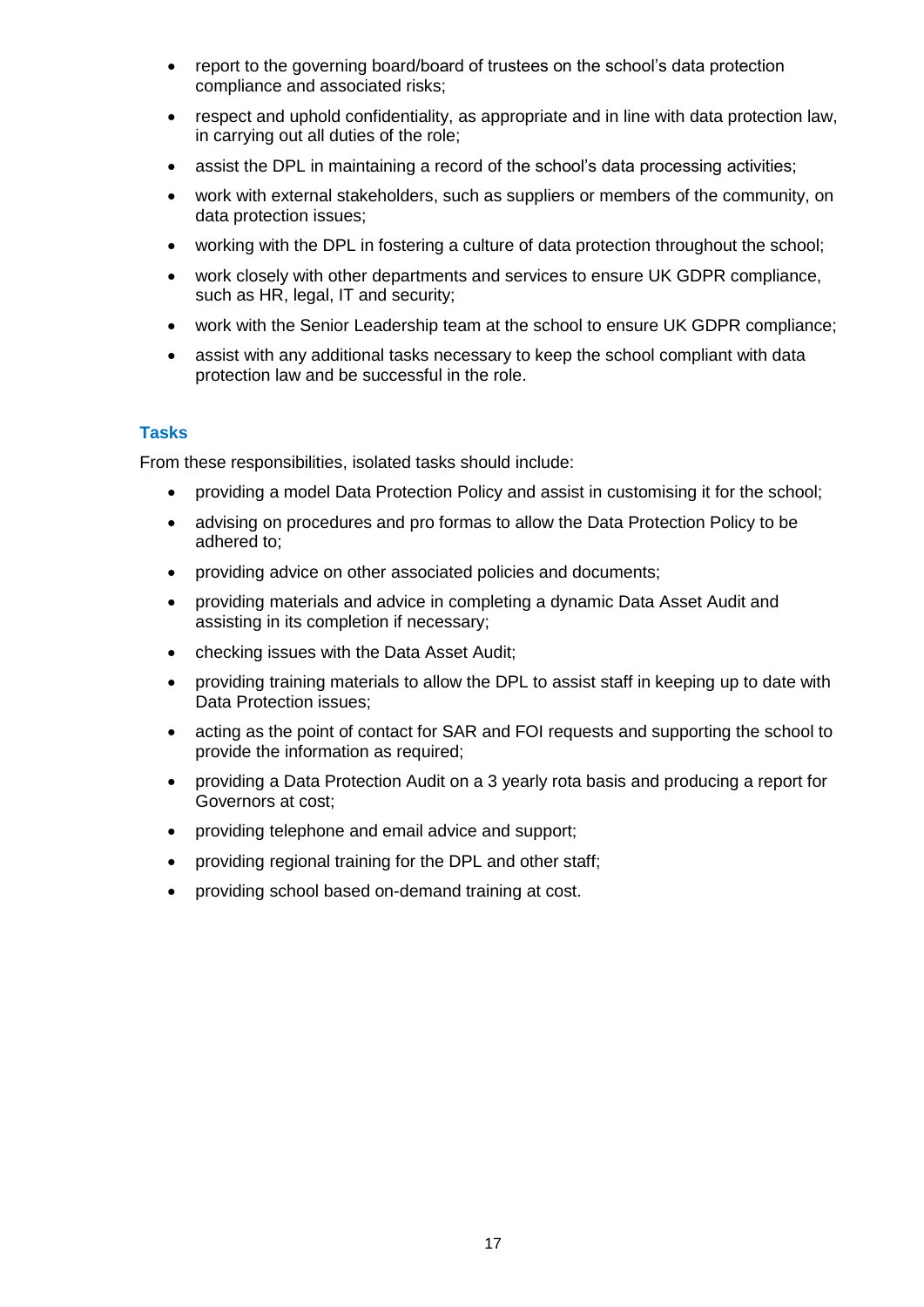- report to the governing board/board of trustees on the school's data protection compliance and associated risks;
- respect and uphold confidentiality, as appropriate and in line with data protection law, in carrying out all duties of the role;
- assist the DPL in maintaining a record of the school's data processing activities;
- work with external stakeholders, such as suppliers or members of the community, on data protection issues;
- working with the DPL in fostering a culture of data protection throughout the school;
- work closely with other departments and services to ensure UK GDPR compliance, such as HR, legal, IT and security;
- work with the Senior Leadership team at the school to ensure UK GDPR compliance;
- assist with any additional tasks necessary to keep the school compliant with data protection law and be successful in the role.

### Tasks

From these responsibilities, isolated tasks should include:

- providing a model Data Protection Policy and assist in customising it for the school;
- advising on procedures and pro formas to allow the Data Protection Policy to be adhered to;
- providing advice on other associated policies and documents;
- providing materials and advice in completing a dynamic Data Asset Audit and assisting in its completion if necessary;
- checking issues with the Data Asset Audit;
- providing training materials to allow the DPL to assist staff in keeping up to date with Data Protection issues;
- acting as the point of contact for SAR and FOI requests and supporting the school to provide the information as required;
- providing a Data Protection Audit on a 3 yearly rota basis and producing a report for Governors at cost;
- providing telephone and email advice and support;
- providing regional training for the DPL and other staff;
- providing school based on-demand training at cost.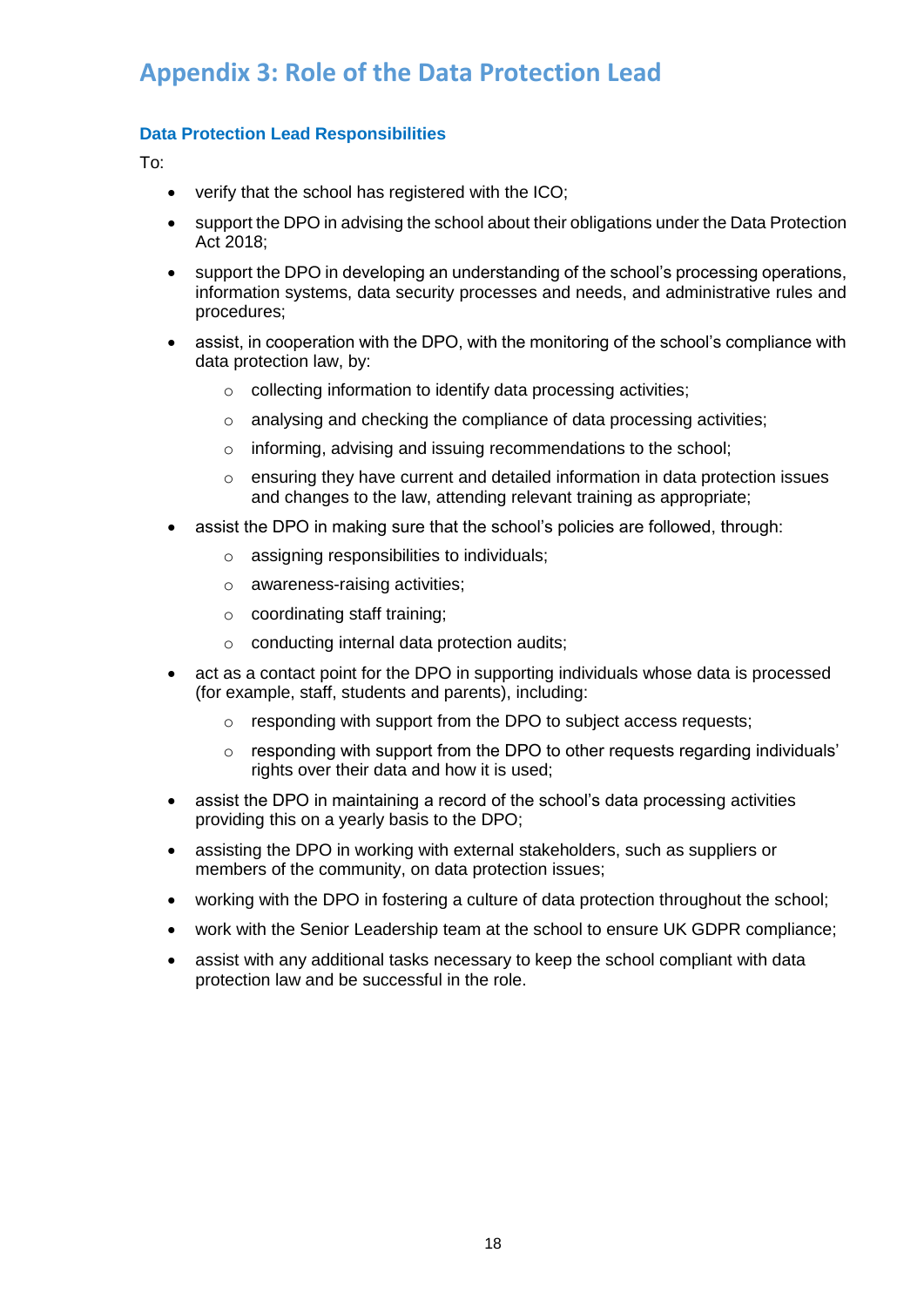# Appendix 3: Role of the Data Protection Lead

### Data Protection Lead Responsibilities

To:

- verify that the school has registered with the ICO;
- support the DPO in advising the school about their obligations under the Data Protection Act 2018;
- support the DPO in developing an understanding of the school's processing operations, information systems, data security processes and needs, and administrative rules and procedures;
- assist, in cooperation with the DPO, with the monitoring of the school's compliance with data protection law, by:
  - collecting information to identify data processing activities;
  - analysing and checking the compliance of data processing activities;
  - informing, advising and issuing recommendations to the school;
  - ensuring they have current and detailed information in data protection issues and changes to the law, attending relevant training as appropriate;
- assist the DPO in making sure that the school's policies are followed, through:
  - assigning responsibilities to individuals;
  - awareness-raising activities;
  - coordinating staff training;
  - conducting internal data protection audits;
- act as a contact point for the DPO in supporting individuals whose data is processed (for example, staff, students and parents), including:
  - responding with support from the DPO to subject access requests;
  - responding with support from the DPO to other requests regarding individuals' rights over their data and how it is used;
- assist the DPO in maintaining a record of the school's data processing activities providing this on a yearly basis to the DPO;
- assisting the DPO in working with external stakeholders, such as suppliers or members of the community, on data protection issues;
- working with the DPO in fostering a culture of data protection throughout the school;
- work with the Senior Leadership team at the school to ensure UK GDPR compliance;
- assist with any additional tasks necessary to keep the school compliant with data protection law and be successful in the role.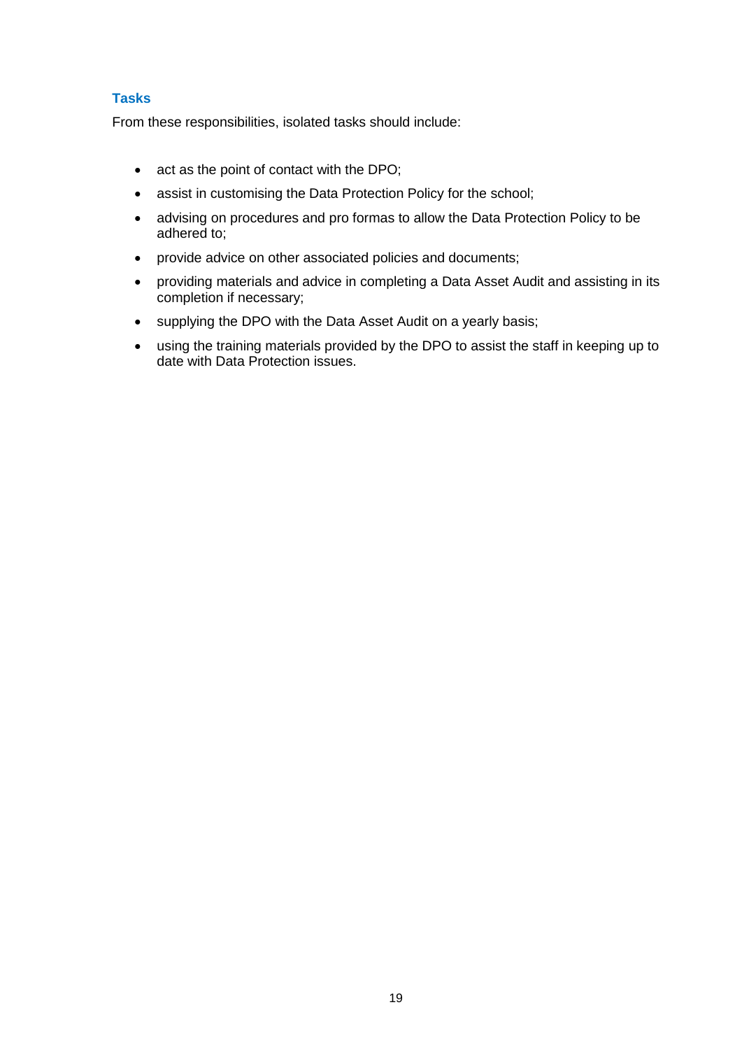### Tasks

From these responsibilities, isolated tasks should include:

- act as the point of contact with the DPO;
- assist in customising the Data Protection Policy for the school;
- advising on procedures and pro formas to allow the Data Protection Policy to be adhered to;
- provide advice on other associated policies and documents;
- providing materials and advice in completing a Data Asset Audit and assisting in its completion if necessary;
- supplying the DPO with the Data Asset Audit on a yearly basis;
- using the training materials provided by the DPO to assist the staff in keeping up to date with Data Protection issues.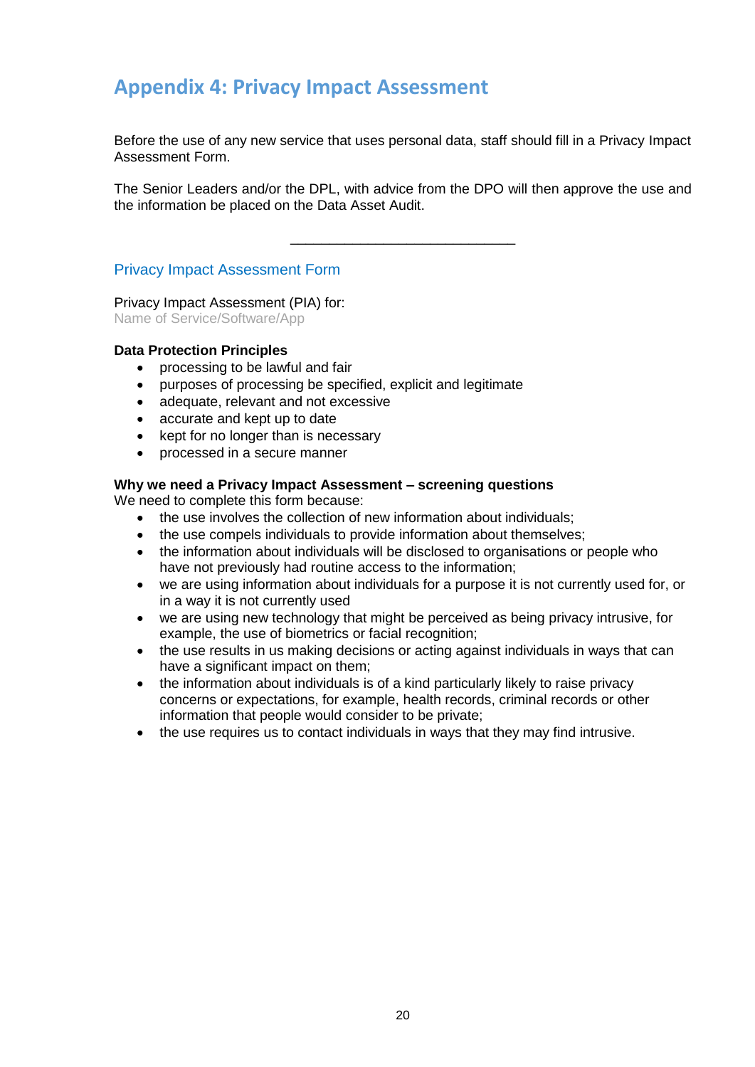# Appendix 4: Privacy Impact Assessment

Before the use of any new service that uses personal data, staff should fill in a Privacy Impact Assessment Form.

The Senior Leaders and/or the DPL, with advice from the DPO will then approve the use and the information be placed on the Data Asset Audit.

---

## Privacy Impact Assessment Form

Privacy Impact Assessment (PIA) for:
Name of Service/Software/App

**Data Protection Principles**

- processing to be lawful and fair
- purposes of processing be specified, explicit and legitimate
- adequate, relevant and not excessive
- accurate and kept up to date
- kept for no longer than is necessary
- processed in a secure manner

**Why we need a Privacy Impact Assessment – screening questions**
We need to complete this form because:

- the use involves the collection of new information about individuals;
- the use compels individuals to provide information about themselves;
- the information about individuals will be disclosed to organisations or people who have not previously had routine access to the information;
- we are using information about individuals for a purpose it is not currently used for, or in a way it is not currently used
- we are using new technology that might be perceived as being privacy intrusive, for example, the use of biometrics or facial recognition;
- the use results in us making decisions or acting against individuals in ways that can have a significant impact on them;
- the information about individuals is of a kind particularly likely to raise privacy concerns or expectations, for example, health records, criminal records or other information that people would consider to be private;
- the use requires us to contact individuals in ways that they may find intrusive.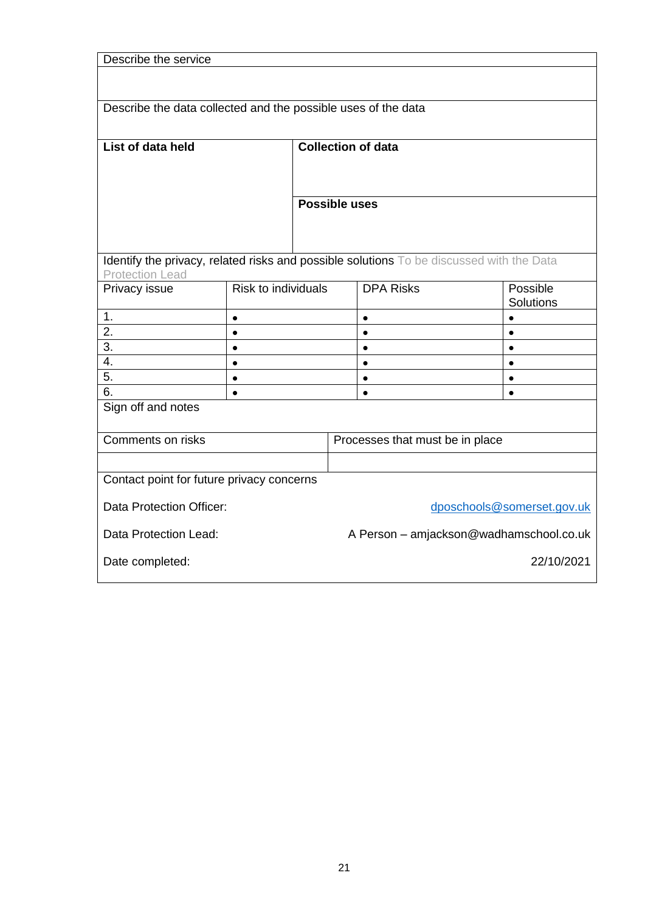| Describe the service |
|---|
| |

| Describe the data collected and the possible uses of the data | |
|---|---|
| **List of data held** | **Collection of data** |
| | **Possible uses** |

Identify the privacy, related risks and possible solutions To be discussed with the Data Protection Lead

| Privacy issue | Risk to individuals | DPA Risks | Possible Solutions |
|---|---|---|---|
| 1. | • | • | • |
| 2. | • | • | • |
| 3. | • | • | • |
| 4. | • | • | • |
| 5. | • | • | • |
| 6. | • | • | • |

Sign off and notes

| Comments on risks | Processes that must be in place |
|---|---|
| | |

Contact point for future privacy concerns

Data Protection Officer: dposchools@somerset.gov.uk

Data Protection Lead: A Person – amjackson@wadhamschool.co.uk

Date completed: 22/10/2021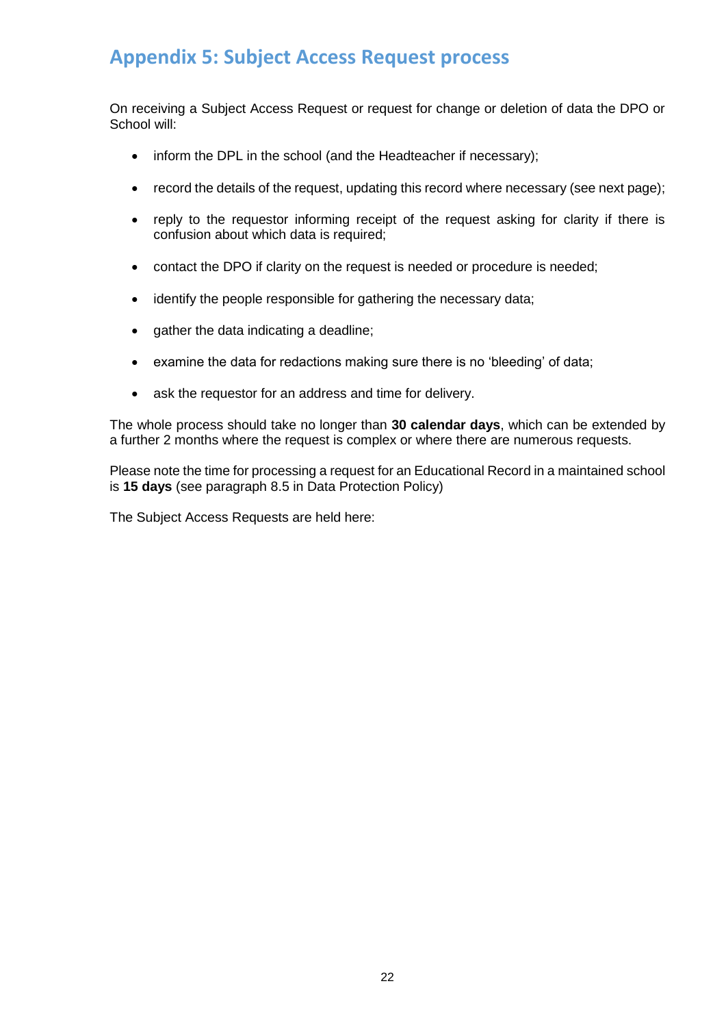## Appendix 5: Subject Access Request process

On receiving a Subject Access Request or request for change or deletion of data the DPO or School will:

- inform the DPL in the school (and the Headteacher if necessary);
- record the details of the request, updating this record where necessary (see next page);
- reply to the requestor informing receipt of the request asking for clarity if there is confusion about which data is required;
- contact the DPO if clarity on the request is needed or procedure is needed;
- identify the people responsible for gathering the necessary data;
- gather the data indicating a deadline;
- examine the data for redactions making sure there is no 'bleeding' of data;
- ask the requestor for an address and time for delivery.

The whole process should take no longer than **30 calendar days**, which can be extended by a further 2 months where the request is complex or where there are numerous requests.

Please note the time for processing a request for an Educational Record in a maintained school is **15 days** (see paragraph 8.5 in Data Protection Policy)

The Subject Access Requests are held here: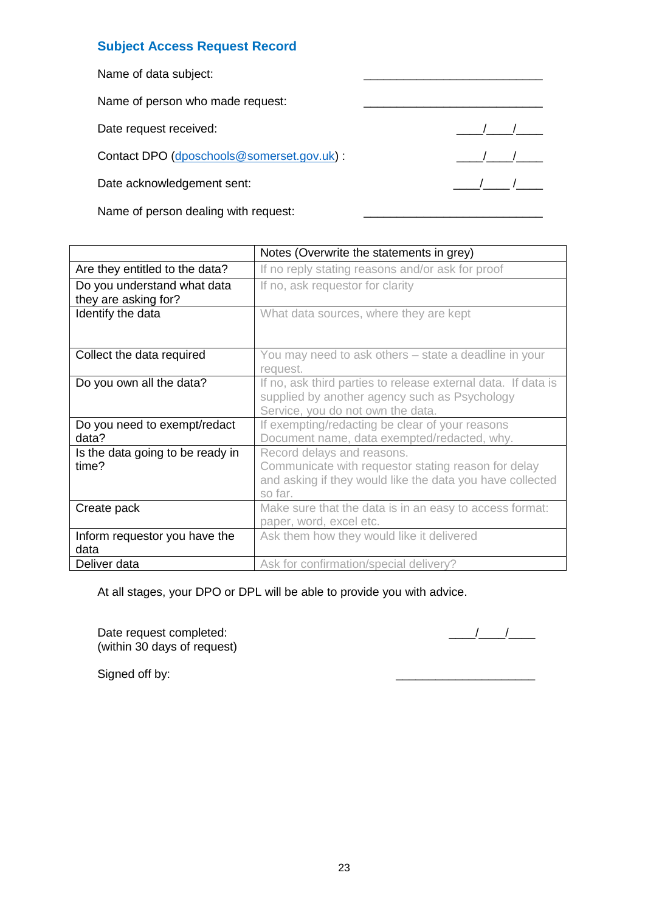## Subject Access Request Record

Name of data subject: ____________________________

Name of person who made request: ____________________________

Date request received: ____/____/____

Contact DPO (dposchools@somerset.gov.uk) : ____/____/____

Date acknowledgement sent: ____/____/____

Name of person dealing with request: ____________________________

| | Notes (Overwrite the statements in grey) |
|---|---|
| Are they entitled to the data? | If no reply stating reasons and/or ask for proof |
| Do you understand what data they are asking for? | If no, ask requestor for clarity |
| Identify the data | What data sources, where they are kept |
| Collect the data required | You may need to ask others – state a deadline in your request. |
| Do you own all the data? | If no, ask third parties to release external data. If data is supplied by another agency such as Psychology Service, you do not own the data. |
| Do you need to exempt/redact data? | If exempting/redacting be clear of your reasons Document name, data exempted/redacted, why. |
| Is the data going to be ready in time? | Record delays and reasons. Communicate with requestor stating reason for delay and asking if they would like the data you have collected so far. |
| Create pack | Make sure that the data is in an easy to access format: paper, word, excel etc. |
| Inform requestor you have the data | Ask them how they would like it delivered |
| Deliver data | Ask for confirmation/special delivery? |

At all stages, your DPO or DPL will be able to provide you with advice.

Date request completed: ____/____/____
(within 30 days of request)

Signed off by: ______________________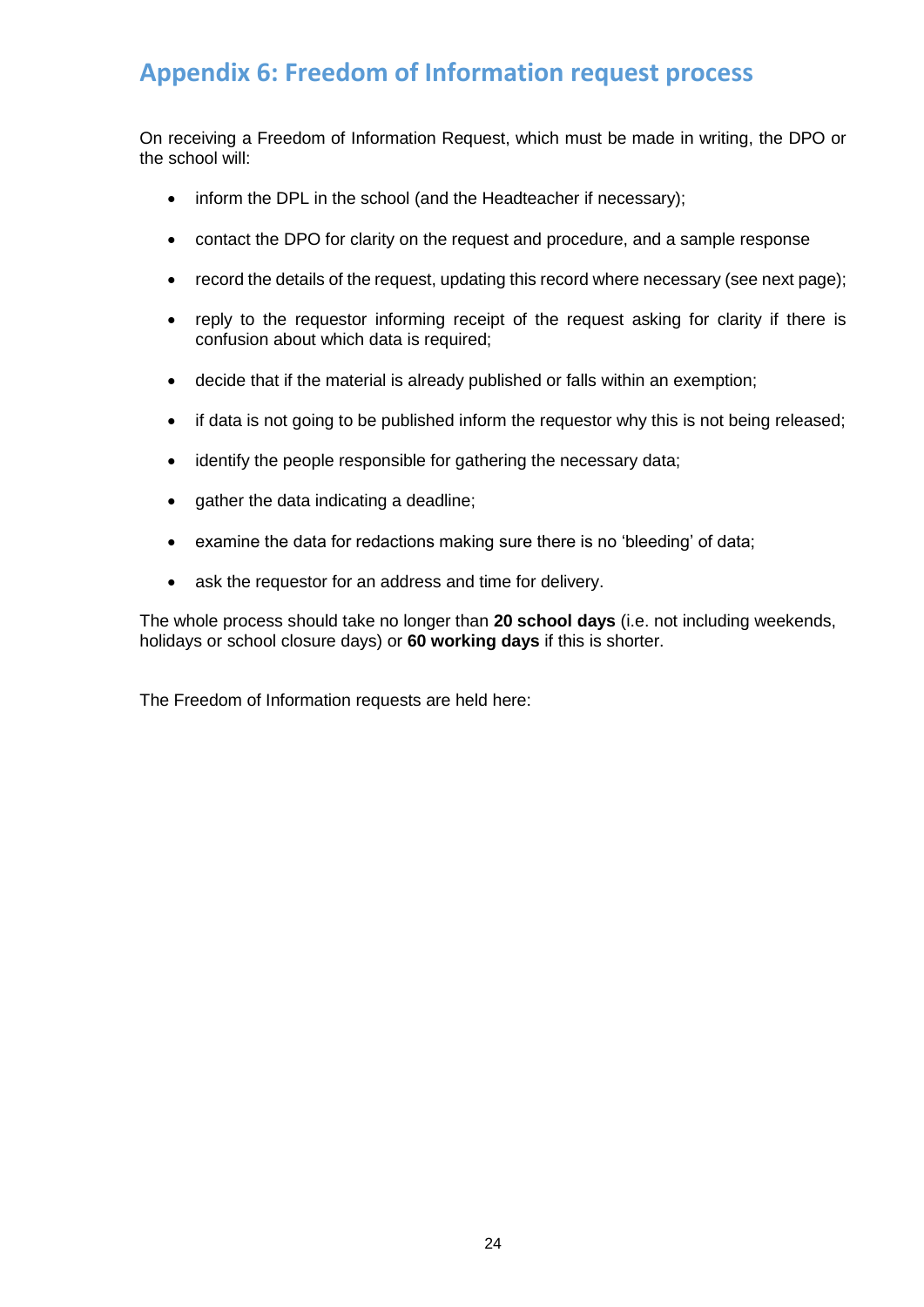## Appendix 6: Freedom of Information request process

On receiving a Freedom of Information Request, which must be made in writing, the DPO or the school will:

- inform the DPL in the school (and the Headteacher if necessary);
- contact the DPO for clarity on the request and procedure, and a sample response
- record the details of the request, updating this record where necessary (see next page);
- reply to the requestor informing receipt of the request asking for clarity if there is confusion about which data is required;
- decide that if the material is already published or falls within an exemption;
- if data is not going to be published inform the requestor why this is not being released;
- identify the people responsible for gathering the necessary data;
- gather the data indicating a deadline;
- examine the data for redactions making sure there is no 'bleeding' of data;
- ask the requestor for an address and time for delivery.

The whole process should take no longer than **20 school days** (i.e. not including weekends, holidays or school closure days) or **60 working days** if this is shorter.

The Freedom of Information requests are held here: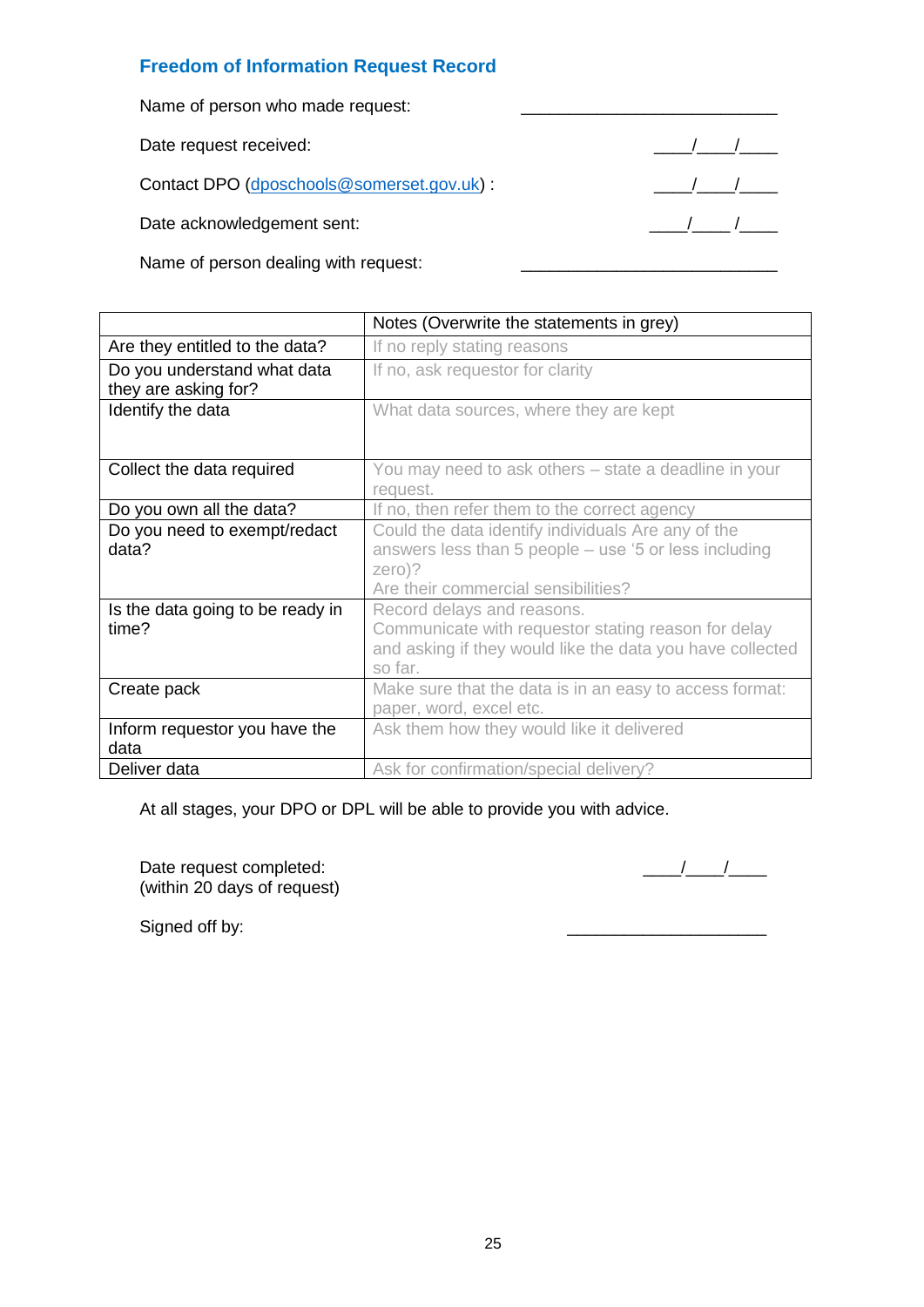## Freedom of Information Request Record

Name of person who made request: ___________________________

Date request received: ____/____/____

Contact DPO (dposchools@somerset.gov.uk) : ____/____/____

Date acknowledgement sent: ____/____/____

Name of person dealing with request: ___________________________

| | Notes (Overwrite the statements in grey) |
|---|---|
| Are they entitled to the data? | If no reply stating reasons |
| Do you understand what data they are asking for? | If no, ask requestor for clarity |
| Identify the data | What data sources, where they are kept |
| Collect the data required | You may need to ask others – state a deadline in your request. |
| Do you own all the data? | If no, then refer them to the correct agency |
| Do you need to exempt/redact data? | Could the data identify individuals Are any of the answers less than 5 people – use '5 or less including zero)?<br>Are their commercial sensibilities? |
| Is the data going to be ready in time? | Record delays and reasons.<br>Communicate with requestor stating reason for delay and asking if they would like the data you have collected so far. |
| Create pack | Make sure that the data is in an easy to access format: paper, word, excel etc. |
| Inform requestor you have the data | Ask them how they would like it delivered |
| Deliver data | Ask for confirmation/special delivery? |

At all stages, your DPO or DPL will be able to provide you with advice.

Date request completed:
(within 20 days of request) ____/____/____

Signed off by: _____________________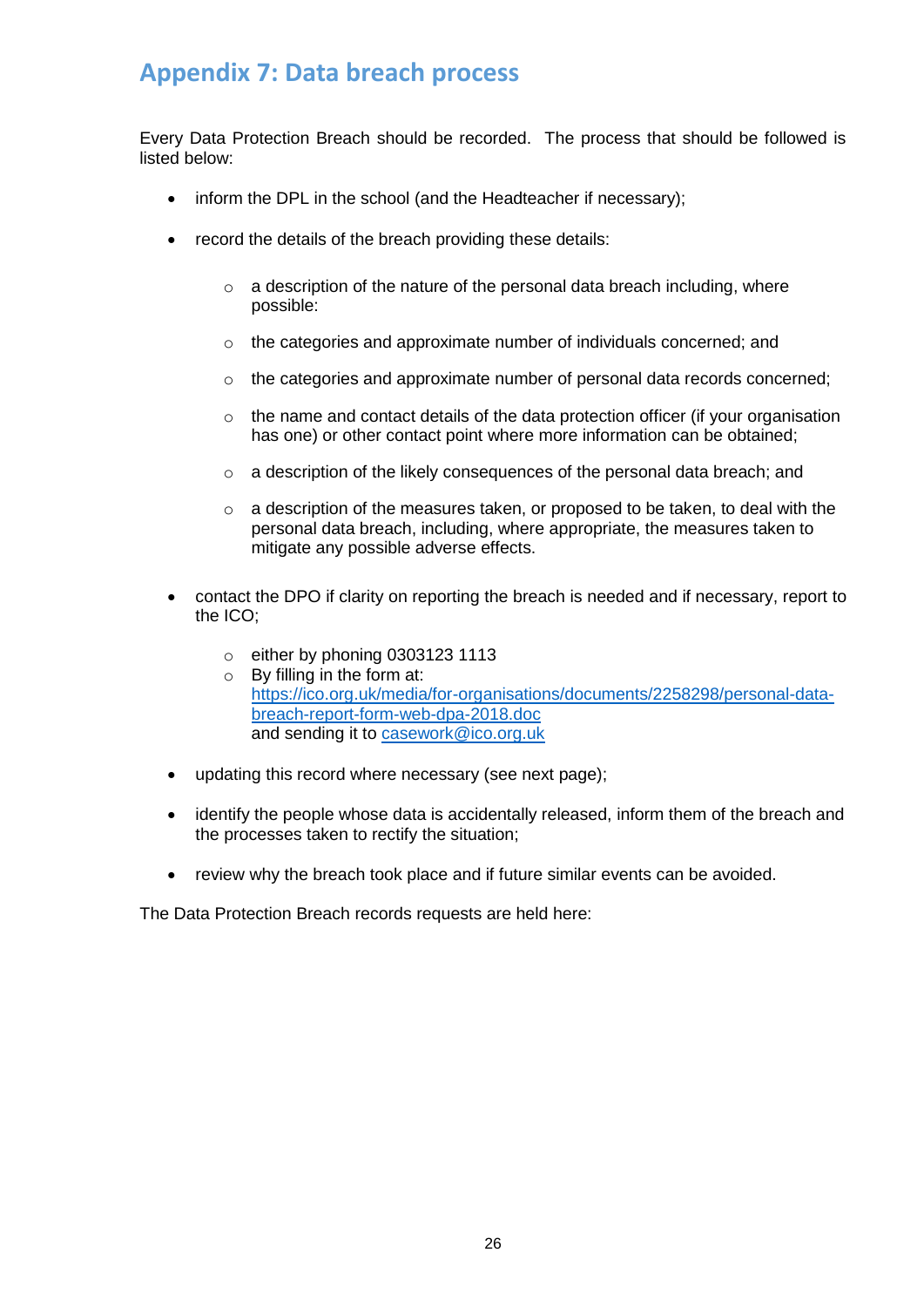## Appendix 7: Data breach process

Every Data Protection Breach should be recorded. The process that should be followed is listed below:

- inform the DPL in the school (and the Headteacher if necessary);
- record the details of the breach providing these details:
  - a description of the nature of the personal data breach including, where possible:
  - the categories and approximate number of individuals concerned; and
  - the categories and approximate number of personal data records concerned;
  - the name and contact details of the data protection officer (if your organisation has one) or other contact point where more information can be obtained;
  - a description of the likely consequences of the personal data breach; and
  - a description of the measures taken, or proposed to be taken, to deal with the personal data breach, including, where appropriate, the measures taken to mitigate any possible adverse effects.
- contact the DPO if clarity on reporting the breach is needed and if necessary, report to the ICO;
  - either by phoning 0303123 1113
  - By filling in the form at: https://ico.org.uk/media/for-organisations/documents/2258298/personal-data-breach-report-form-web-dpa-2018.doc and sending it to casework@ico.org.uk
- updating this record where necessary (see next page);
- identify the people whose data is accidentally released, inform them of the breach and the processes taken to rectify the situation;
- review why the breach took place and if future similar events can be avoided.

The Data Protection Breach records requests are held here: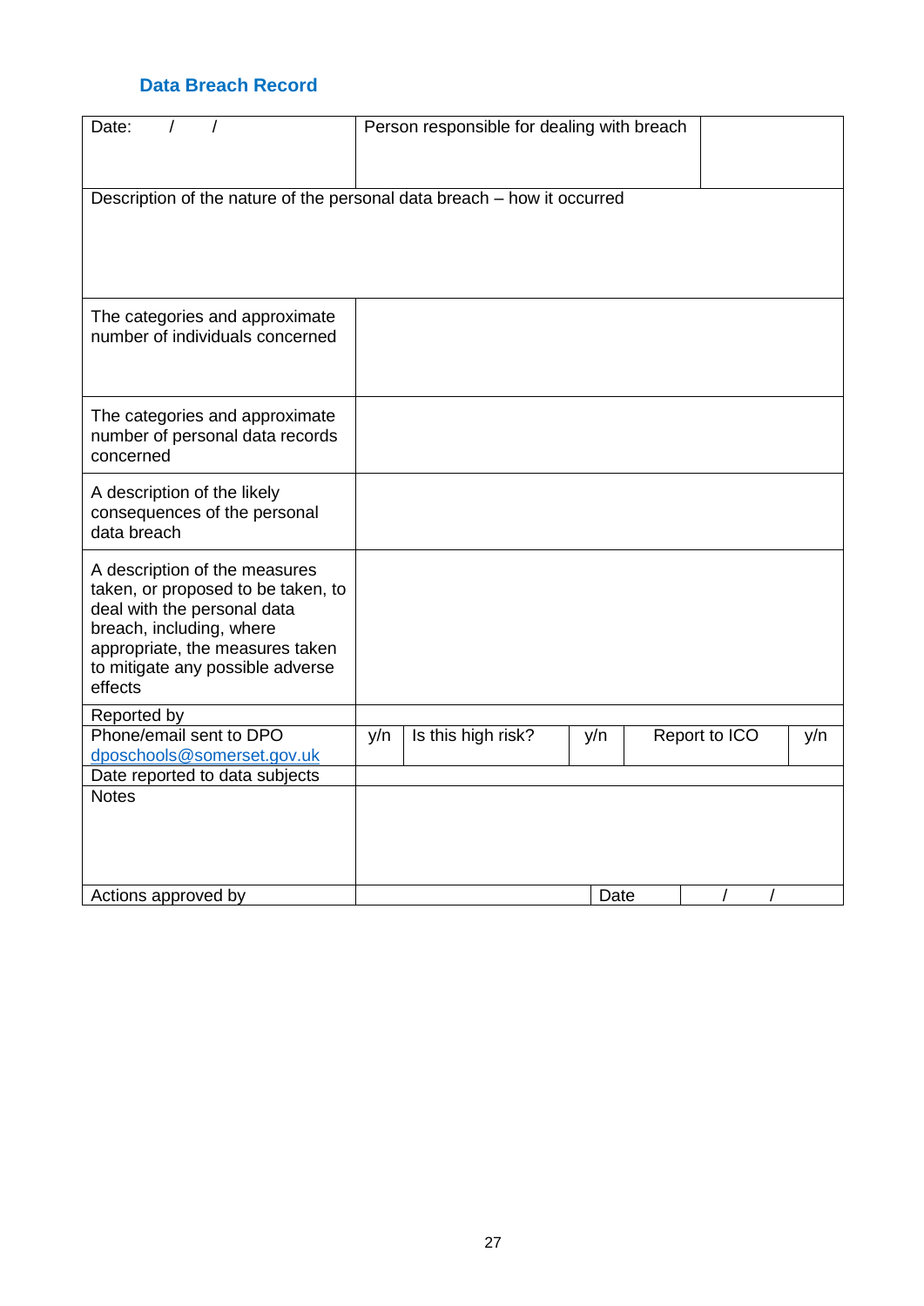### Data Breach Record

| | | | | | |
|---|---|---|---|---|---|
| Date: / / | Person responsible for dealing with breach | | | | |
| Description of the nature of the personal data breach – how it occurred | | | | | |
| The categories and approximate number of individuals concerned | | | | | |
| The categories and approximate number of personal data records concerned | | | | | |
| A description of the likely consequences of the personal data breach | | | | | |
| A description of the measures taken, or proposed to be taken, to deal with the personal data breach, including, where appropriate, the measures taken to mitigate any possible adverse effects | | | | | |
| Reported by | | | | | |
| Phone/email sent to DPO dposchools@somerset.gov.uk | y/n | Is this high risk? | y/n | Report to ICO | y/n |
| Date reported to data subjects | | | | | |
| Notes | | | | | |
| Actions approved by | | Date | / / | | |